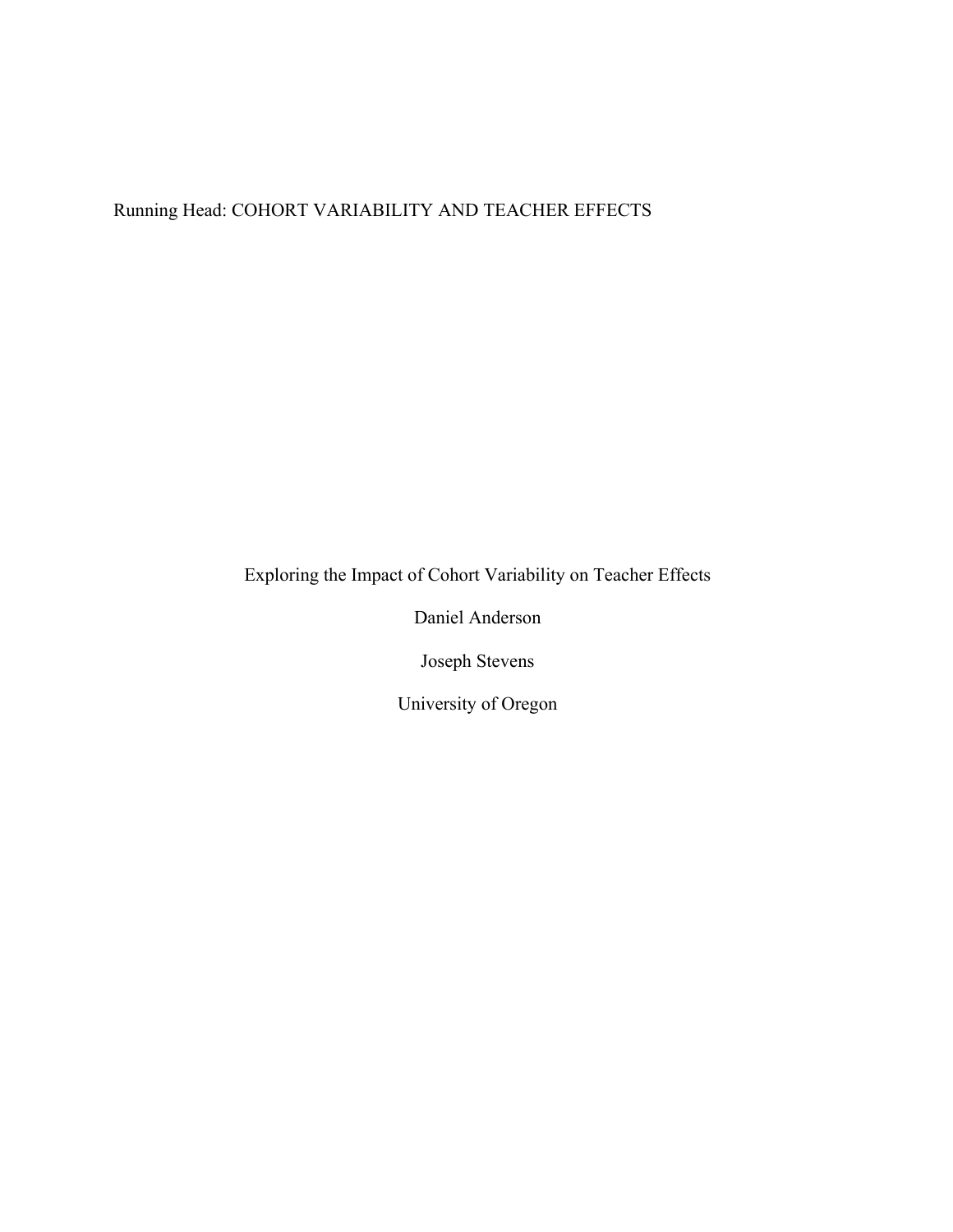Running Head: COHORT VARIABILITY AND TEACHER EFFECTS

# Exploring the Impact of Cohort Variability on Teacher Effects

Daniel Anderson

Joseph Stevens

University of Oregon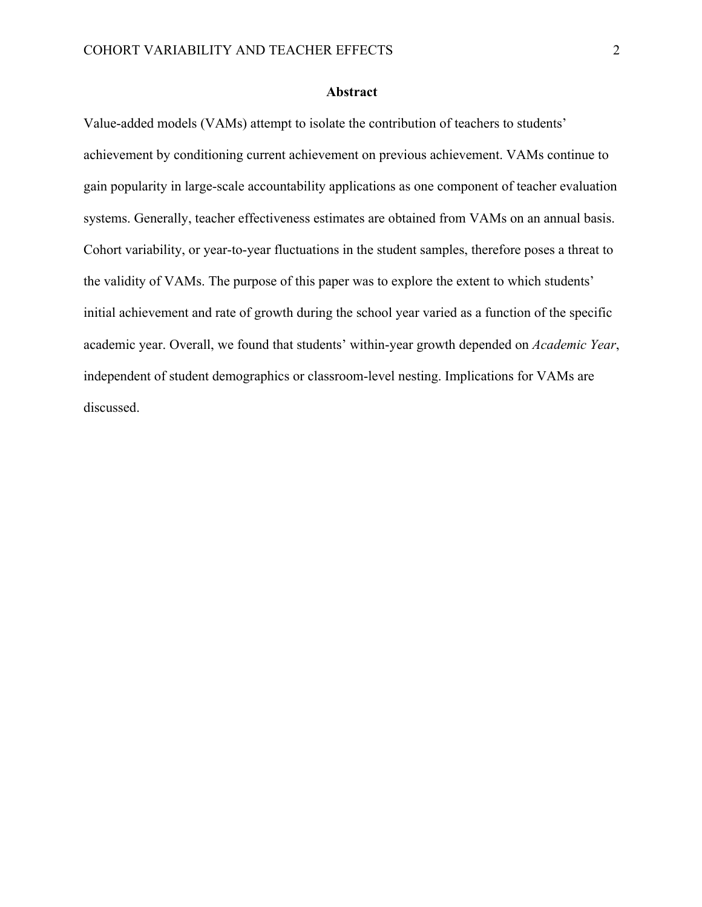# Abstract

Value-added models (VAMs) attempt to isolate the contribution of teachers to students' achievement by conditioning current achievement on previous achievement. VAMs continue to gain popularity in large-scale accountability applications as one component of teacher evaluation systems. Generally, teacher effectiveness estimates are obtained from VAMs on an annual basis. Cohort variability, or year-to-year fluctuations in the student samples, therefore poses a threat to the validity of VAMs. The purpose of this paper was to explore the extent to which students' initial achievement and rate of growth during the school year varied as a function of the specific academic year. Overall, we found that students' within-year growth depended on *Academic Year*, independent of student demographics or classroom-level nesting. Implications for VAMs are discussed.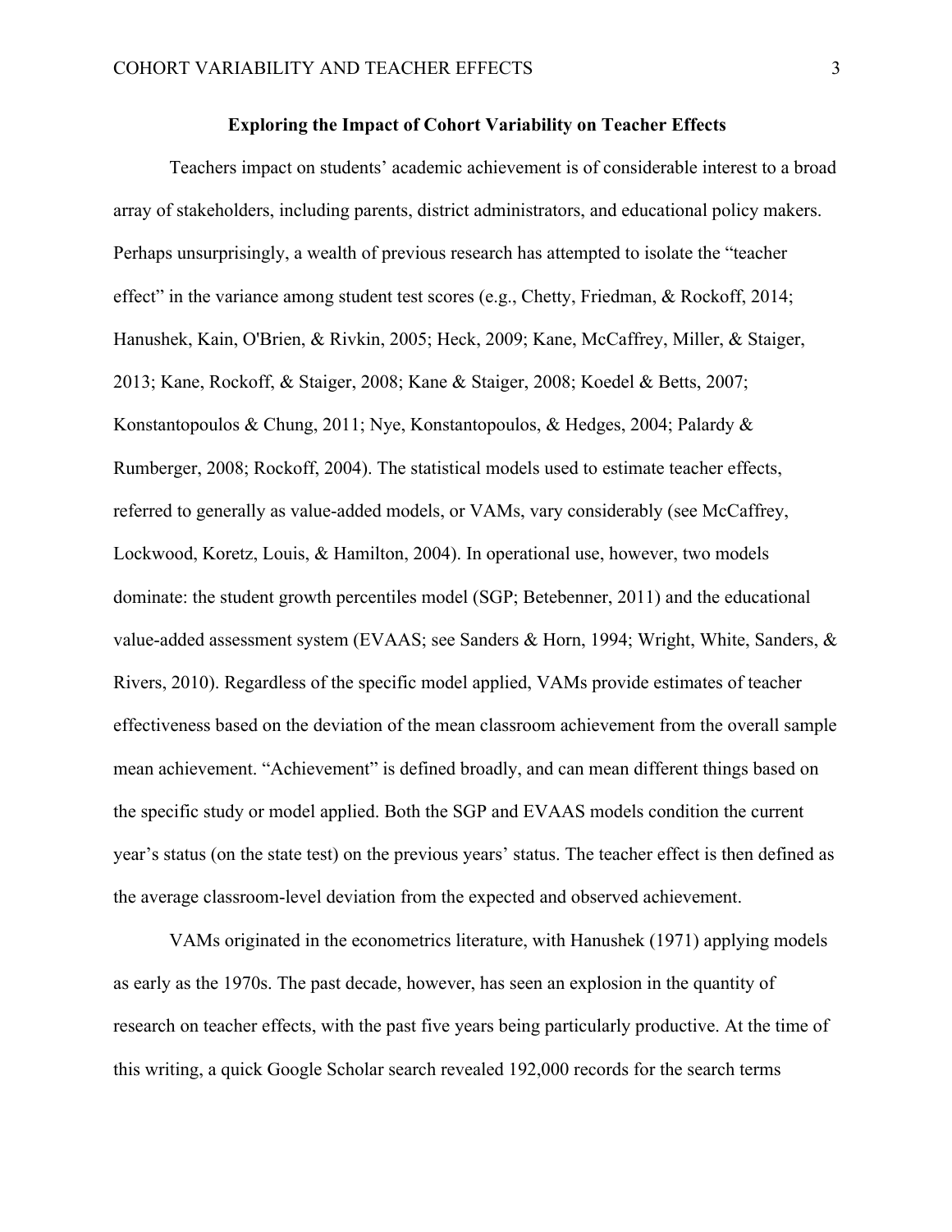**Exploring the Impact of Cohort Variability on Teacher Effects**

Teachers impact on students' academic achievement is of considerable interest to a broad array of stakeholders, including parents, district administrators, and educational policy makers. Perhaps unsurprisingly, a wealth of previous research has attempted to isolate the "teacher effect" in the variance among student test scores (e.g., Chetty, Friedman, & Rockoff, 2014; Hanushek, Kain, O'Brien, & Rivkin, 2005; Heck, 2009; Kane, McCaffrey, Miller, & Staiger, 2013; Kane, Rockoff, & Staiger, 2008; Kane & Staiger, 2008; Koedel & Betts, 2007; Konstantopoulos & Chung, 2011; Nye, Konstantopoulos, & Hedges, 2004; Palardy & Rumberger, 2008; Rockoff, 2004). The statistical models used to estimate teacher effects, referred to generally as value-added models, or VAMs, vary considerably (see McCaffrey, Lockwood, Koretz, Louis, & Hamilton, 2004). In operational use, however, two models dominate: the student growth percentiles model (SGP; Betebenner, 2011) and the educational value-added assessment system (EVAAS; see Sanders & Horn, 1994; Wright, White, Sanders, & Rivers, 2010). Regardless of the specific model applied, VAMs provide estimates of teacher effectiveness based on the deviation of the mean classroom achievement from the overall sample mean achievement. "Achievement" is defined broadly, and can mean different things based on the specific study or model applied. Both the SGP and EVAAS models condition the current year's status (on the state test) on the previous years' status. The teacher effect is then defined as the average classroom-level deviation from the expected and observed achievement.

VAMs originated in the econometrics literature, with Hanushek (1971) applying models as early as the 1970s. The past decade, however, has seen an explosion in the quantity of research on teacher effects, with the past five years being particularly productive. At the time of this writing, a quick Google Scholar search revealed 192,000 records for the search terms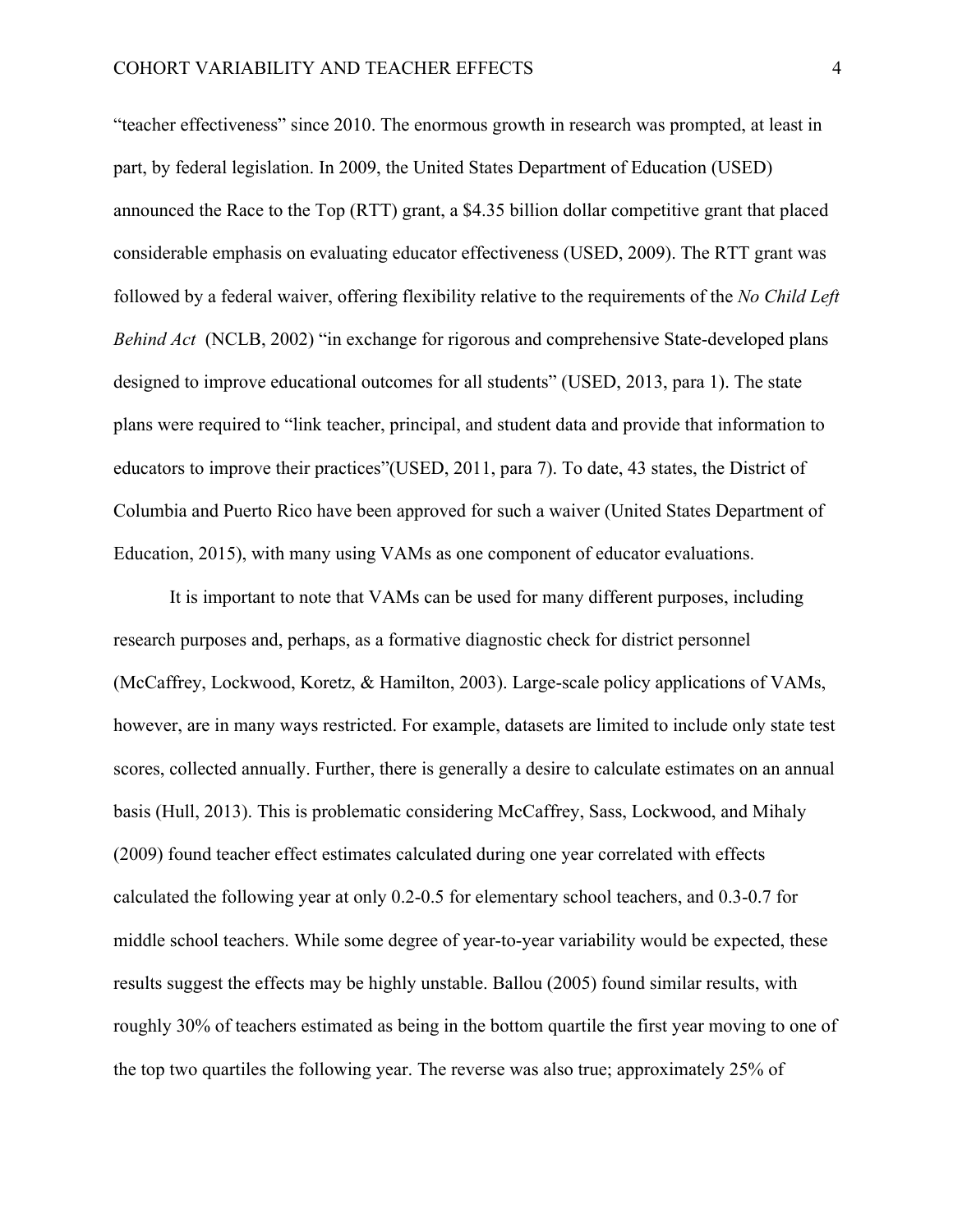"teacher effectiveness" since 2010. The enormous growth in research was prompted, at least in part, by federal legislation. In 2009, the United States Department of Education (USED) announced the Race to the Top (RTT) grant, a $4.35 billion dollar competitive grant that placed considerable emphasis on evaluating educator effectiveness (USED, 2009). The RTT grant was followed by a federal waiver, offering flexibility relative to the requirements of the *No Child Left Behind Act* (NCLB, 2002) "in exchange for rigorous and comprehensive State-developed plans designed to improve educational outcomes for all students" (USED, 2013, para 1). The state plans were required to "link teacher, principal, and student data and provide that information to educators to improve their practices"(USED, 2011, para 7). To date, 43 states, the District of Columbia and Puerto Rico have been approved for such a waiver (United States Department of Education, 2015), with many using VAMs as one component of educator evaluations.

It is important to note that VAMs can be used for many different purposes, including research purposes and, perhaps, as a formative diagnostic check for district personnel (McCaffrey, Lockwood, Koretz, & Hamilton, 2003). Large-scale policy applications of VAMs, however, are in many ways restricted. For example, datasets are limited to include only state test scores, collected annually. Further, there is generally a desire to calculate estimates on an annual basis (Hull, 2013). This is problematic considering McCaffrey, Sass, Lockwood, and Mihaly (2009) found teacher effect estimates calculated during one year correlated with effects calculated the following year at only 0.2-0.5 for elementary school teachers, and 0.3-0.7 for middle school teachers. While some degree of year-to-year variability would be expected, these results suggest the effects may be highly unstable. Ballou (2005) found similar results, with roughly 30% of teachers estimated as being in the bottom quartile the first year moving to one of the top two quartiles the following year. The reverse was also true; approximately 25% of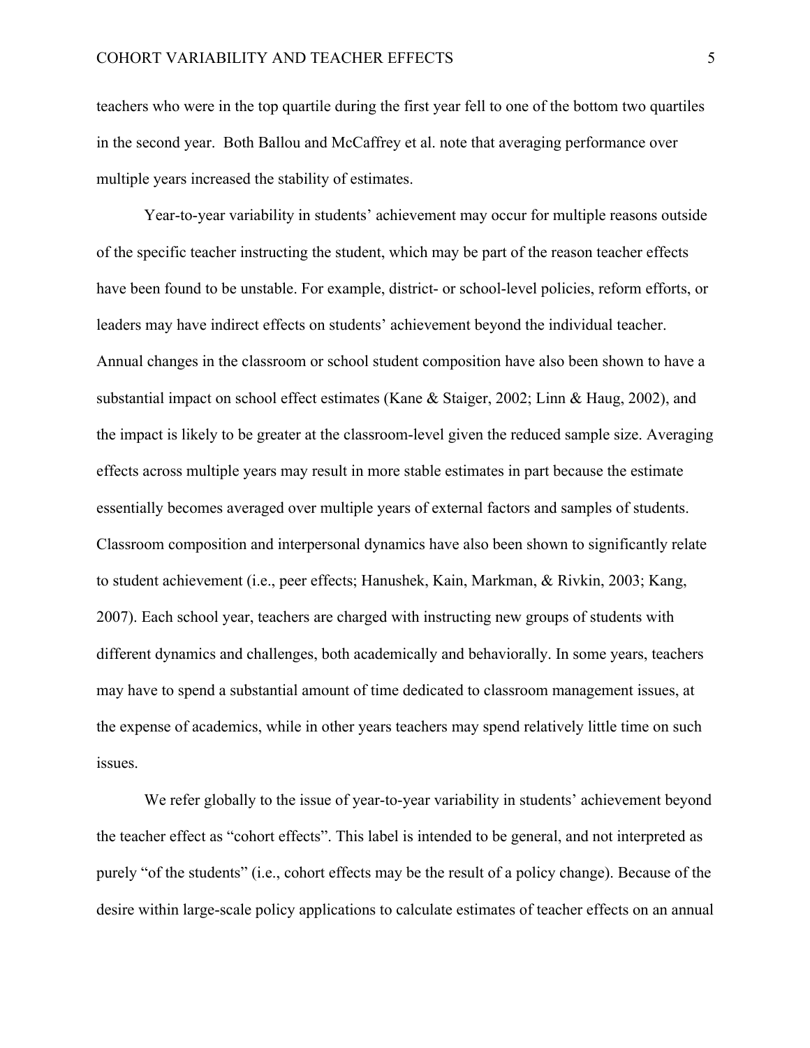teachers who were in the top quartile during the first year fell to one of the bottom two quartiles in the second year. Both Ballou and McCaffrey et al. note that averaging performance over multiple years increased the stability of estimates.

Year-to-year variability in students' achievement may occur for multiple reasons outside of the specific teacher instructing the student, which may be part of the reason teacher effects have been found to be unstable. For example, district- or school-level policies, reform efforts, or leaders may have indirect effects on students' achievement beyond the individual teacher. Annual changes in the classroom or school student composition have also been shown to have a substantial impact on school effect estimates (Kane & Staiger, 2002; Linn & Haug, 2002), and the impact is likely to be greater at the classroom-level given the reduced sample size. Averaging effects across multiple years may result in more stable estimates in part because the estimate essentially becomes averaged over multiple years of external factors and samples of students. Classroom composition and interpersonal dynamics have also been shown to significantly relate to student achievement (i.e., peer effects; Hanushek, Kain, Markman, & Rivkin, 2003; Kang, 2007). Each school year, teachers are charged with instructing new groups of students with different dynamics and challenges, both academically and behaviorally. In some years, teachers may have to spend a substantial amount of time dedicated to classroom management issues, at the expense of academics, while in other years teachers may spend relatively little time on such issues.

We refer globally to the issue of year-to-year variability in students' achievement beyond the teacher effect as "cohort effects". This label is intended to be general, and not interpreted as purely "of the students" (i.e., cohort effects may be the result of a policy change). Because of the desire within large-scale policy applications to calculate estimates of teacher effects on an annual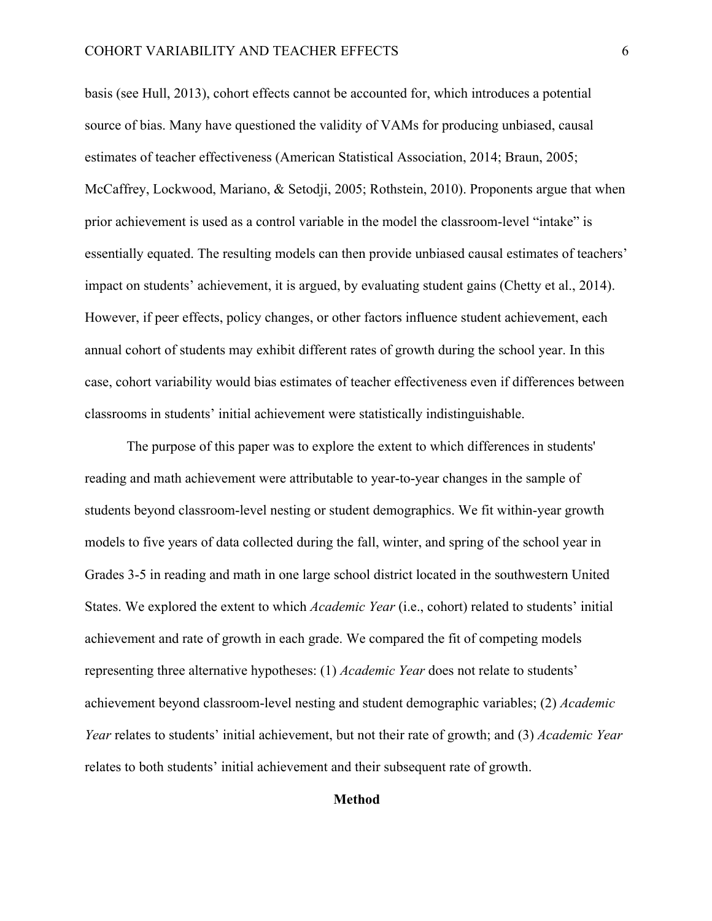basis (see Hull, 2013), cohort effects cannot be accounted for, which introduces a potential source of bias. Many have questioned the validity of VAMs for producing unbiased, causal estimates of teacher effectiveness (American Statistical Association, 2014; Braun, 2005; McCaffrey, Lockwood, Mariano, & Setodji, 2005; Rothstein, 2010). Proponents argue that when prior achievement is used as a control variable in the model the classroom-level "intake" is essentially equated. The resulting models can then provide unbiased causal estimates of teachers' impact on students' achievement, it is argued, by evaluating student gains (Chetty et al., 2014). However, if peer effects, policy changes, or other factors influence student achievement, each annual cohort of students may exhibit different rates of growth during the school year. In this case, cohort variability would bias estimates of teacher effectiveness even if differences between classrooms in students' initial achievement were statistically indistinguishable.

The purpose of this paper was to explore the extent to which differences in students' reading and math achievement were attributable to year-to-year changes in the sample of students beyond classroom-level nesting or student demographics. We fit within-year growth models to five years of data collected during the fall, winter, and spring of the school year in Grades 3-5 in reading and math in one large school district located in the southwestern United States. We explored the extent to which *Academic Year* (i.e., cohort) related to students' initial achievement and rate of growth in each grade. We compared the fit of competing models representing three alternative hypotheses: (1) *Academic Year* does not relate to students' achievement beyond classroom-level nesting and student demographic variables; (2) *Academic Year* relates to students' initial achievement, but not their rate of growth; and (3) *Academic Year* relates to both students' initial achievement and their subsequent rate of growth.

## Method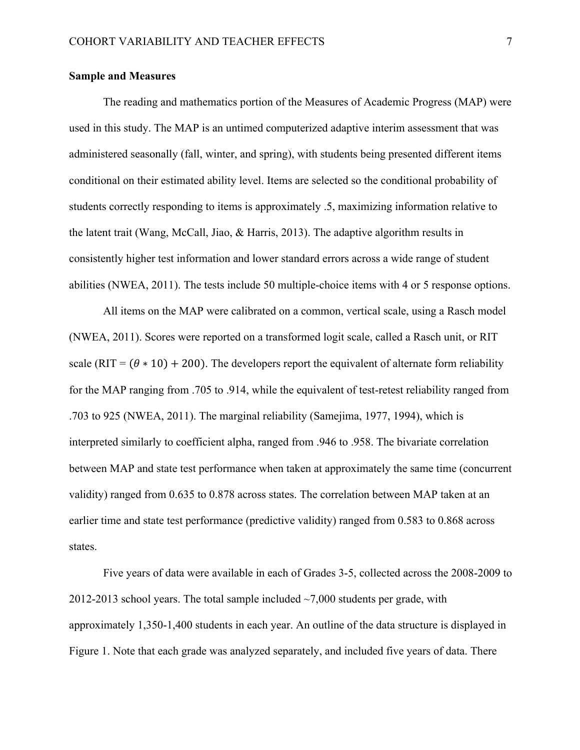**Sample and Measures**

The reading and mathematics portion of the Measures of Academic Progress (MAP) were used in this study. The MAP is an untimed computerized adaptive interim assessment that was administered seasonally (fall, winter, and spring), with students being presented different items conditional on their estimated ability level. Items are selected so the conditional probability of students correctly responding to items is approximately .5, maximizing information relative to the latent trait (Wang, McCall, Jiao, & Harris, 2013). The adaptive algorithm results in consistently higher test information and lower standard errors across a wide range of student abilities (NWEA, 2011). The tests include 50 multiple-choice items with 4 or 5 response options.

All items on the MAP were calibrated on a common, vertical scale, using a Rasch model (NWEA, 2011). Scores were reported on a transformed logit scale, called a Rasch unit, or RIT scale (RIT = $(\theta * 10) + 200)$. The developers report the equivalent of alternate form reliability for the MAP ranging from .705 to .914, while the equivalent of test-retest reliability ranged from .703 to 925 (NWEA, 2011). The marginal reliability (Samejima, 1977, 1994), which is interpreted similarly to coefficient alpha, ranged from .946 to .958. The bivariate correlation between MAP and state test performance when taken at approximately the same time (concurrent validity) ranged from 0.635 to 0.878 across states. The correlation between MAP taken at an earlier time and state test performance (predictive validity) ranged from 0.583 to 0.868 across states.

Five years of data were available in each of Grades 3-5, collected across the 2008-2009 to 2012-2013 school years. The total sample included ~7,000 students per grade, with approximately 1,350-1,400 students in each year. An outline of the data structure is displayed in Figure 1. Note that each grade was analyzed separately, and included five years of data. There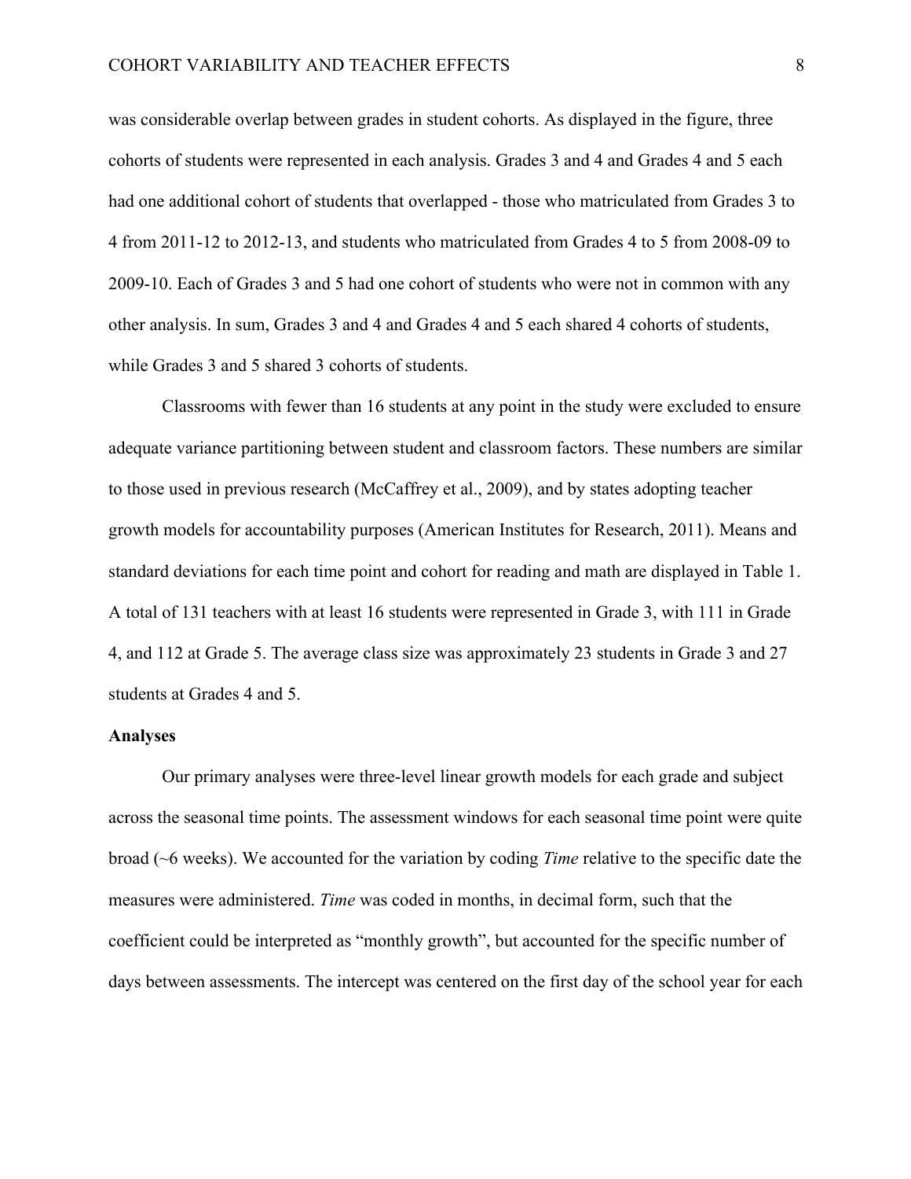was considerable overlap between grades in student cohorts. As displayed in the figure, three cohorts of students were represented in each analysis. Grades 3 and 4 and Grades 4 and 5 each had one additional cohort of students that overlapped - those who matriculated from Grades 3 to 4 from 2011-12 to 2012-13, and students who matriculated from Grades 4 to 5 from 2008-09 to 2009-10. Each of Grades 3 and 5 had one cohort of students who were not in common with any other analysis. In sum, Grades 3 and 4 and Grades 4 and 5 each shared 4 cohorts of students, while Grades 3 and 5 shared 3 cohorts of students.

Classrooms with fewer than 16 students at any point in the study were excluded to ensure adequate variance partitioning between student and classroom factors. These numbers are similar to those used in previous research (McCaffrey et al., 2009), and by states adopting teacher growth models for accountability purposes (American Institutes for Research, 2011). Means and standard deviations for each time point and cohort for reading and math are displayed in Table 1. A total of 131 teachers with at least 16 students were represented in Grade 3, with 111 in Grade 4, and 112 at Grade 5. The average class size was approximately 23 students in Grade 3 and 27 students at Grades 4 and 5.

**Analyses**

Our primary analyses were three-level linear growth models for each grade and subject across the seasonal time points. The assessment windows for each seasonal time point were quite broad (~6 weeks). We accounted for the variation by coding *Time* relative to the specific date the measures were administered. *Time* was coded in months, in decimal form, such that the coefficient could be interpreted as "monthly growth", but accounted for the specific number of days between assessments. The intercept was centered on the first day of the school year for each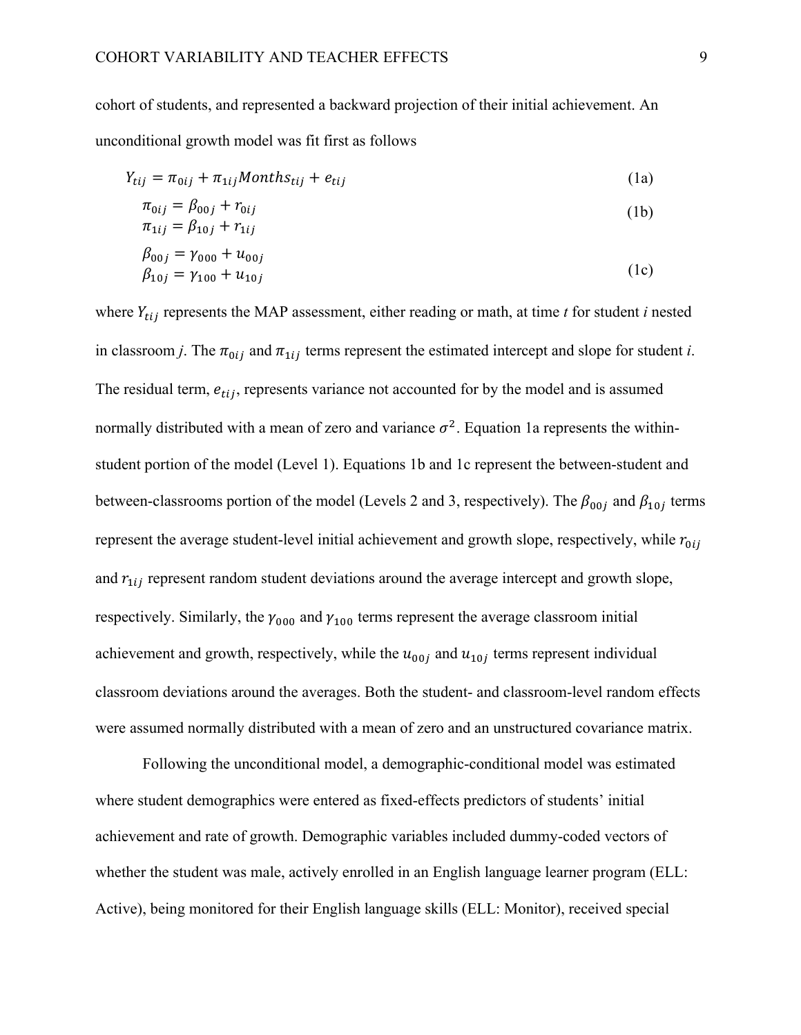cohort of students, and represented a backward projection of their initial achievement. An unconditional growth model was fit first as follows

$$Y_{tij} = \pi_{0ij} + \pi_{1ij}Months_{tij} + e_{tij} \tag{1a}$$

$$\begin{aligned} \pi_{0ij} &= \beta_{00j} + r_{0ij} \\ \pi_{1ij} &= \beta_{10j} + r_{1ij} \end{aligned} \tag{1b}$$

$$\begin{aligned} \beta_{00j} &= \gamma_{000} + u_{00j} \\ \beta_{10j} &= \gamma_{100} + u_{10j} \end{aligned} \tag{1c}$$

where $Y_{tij}$ represents the MAP assessment, either reading or math, at time *t* for student *i* nested in classroom *j*. The $\pi_{0ij}$ and $\pi_{1ij}$ terms represent the estimated intercept and slope for student *i*. The residual term, $e_{tij}$, represents variance not accounted for by the model and is assumed normally distributed with a mean of zero and variance $\sigma^2$. Equation 1a represents the within-student portion of the model (Level 1). Equations 1b and 1c represent the between-student and between-classrooms portion of the model (Levels 2 and 3, respectively). The $\beta_{00j}$ and $\beta_{10j}$ terms represent the average student-level initial achievement and growth slope, respectively, while $r_{0ij}$ and $r_{1ij}$ represent random student deviations around the average intercept and growth slope, respectively. Similarly, the $\gamma_{000}$ and $\gamma_{100}$ terms represent the average classroom initial achievement and growth, respectively, while the $u_{00j}$ and $u_{10j}$ terms represent individual classroom deviations around the averages. Both the student- and classroom-level random effects were assumed normally distributed with a mean of zero and an unstructured covariance matrix.

Following the unconditional model, a demographic-conditional model was estimated where student demographics were entered as fixed-effects predictors of students' initial achievement and rate of growth. Demographic variables included dummy-coded vectors of whether the student was male, actively enrolled in an English language learner program (ELL: Active), being monitored for their English language skills (ELL: Monitor), received special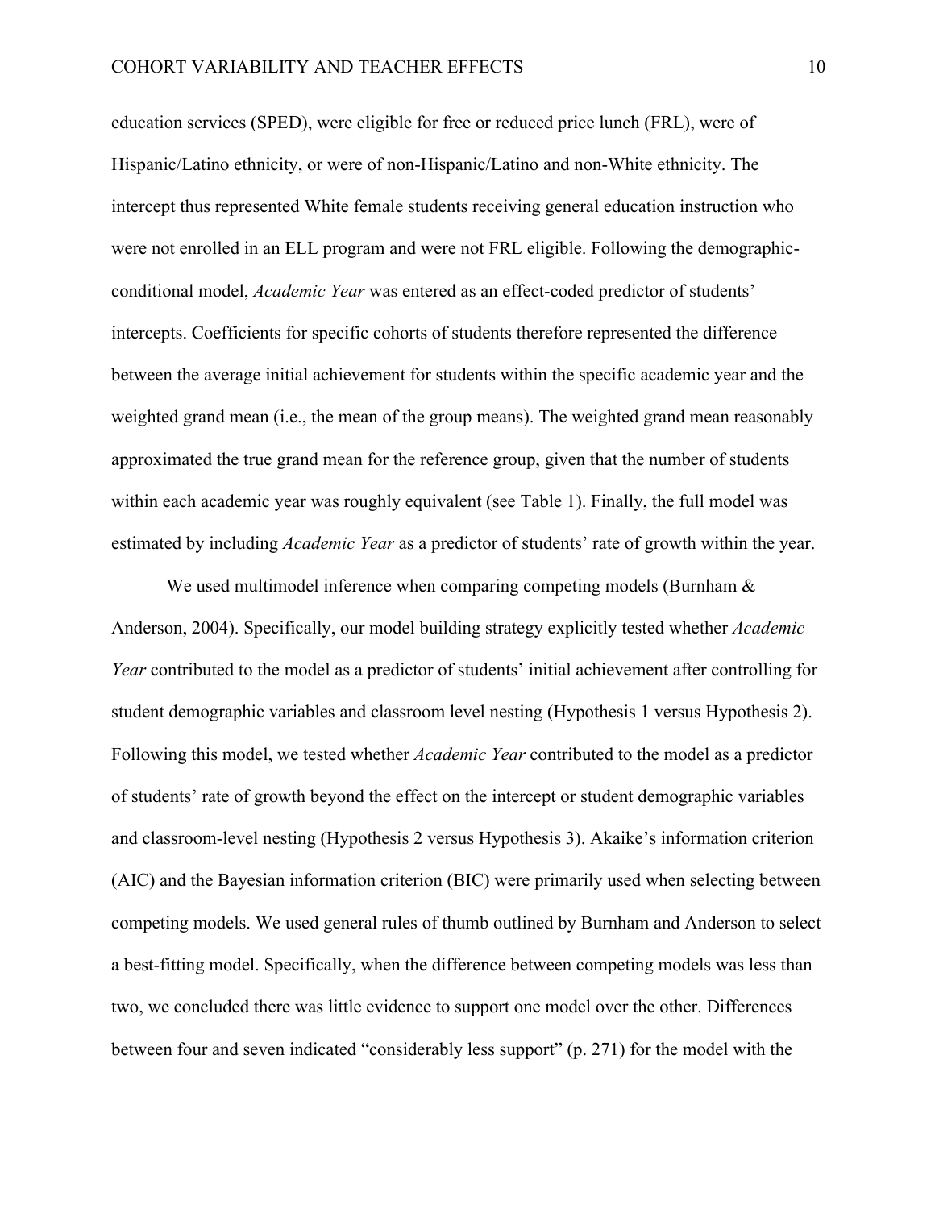education services (SPED), were eligible for free or reduced price lunch (FRL), were of Hispanic/Latino ethnicity, or were of non-Hispanic/Latino and non-White ethnicity. The intercept thus represented White female students receiving general education instruction who were not enrolled in an ELL program and were not FRL eligible. Following the demographic-conditional model, *Academic Year* was entered as an effect-coded predictor of students' intercepts. Coefficients for specific cohorts of students therefore represented the difference between the average initial achievement for students within the specific academic year and the weighted grand mean (i.e., the mean of the group means). The weighted grand mean reasonably approximated the true grand mean for the reference group, given that the number of students within each academic year was roughly equivalent (see Table 1). Finally, the full model was estimated by including *Academic Year* as a predictor of students' rate of growth within the year.

We used multimodel inference when comparing competing models (Burnham & Anderson, 2004). Specifically, our model building strategy explicitly tested whether *Academic Year* contributed to the model as a predictor of students' initial achievement after controlling for student demographic variables and classroom level nesting (Hypothesis 1 versus Hypothesis 2). Following this model, we tested whether *Academic Year* contributed to the model as a predictor of students' rate of growth beyond the effect on the intercept or student demographic variables and classroom-level nesting (Hypothesis 2 versus Hypothesis 3). Akaike's information criterion (AIC) and the Bayesian information criterion (BIC) were primarily used when selecting between competing models. We used general rules of thumb outlined by Burnham and Anderson to select a best-fitting model. Specifically, when the difference between competing models was less than two, we concluded there was little evidence to support one model over the other. Differences between four and seven indicated "considerably less support" (p. 271) for the model with the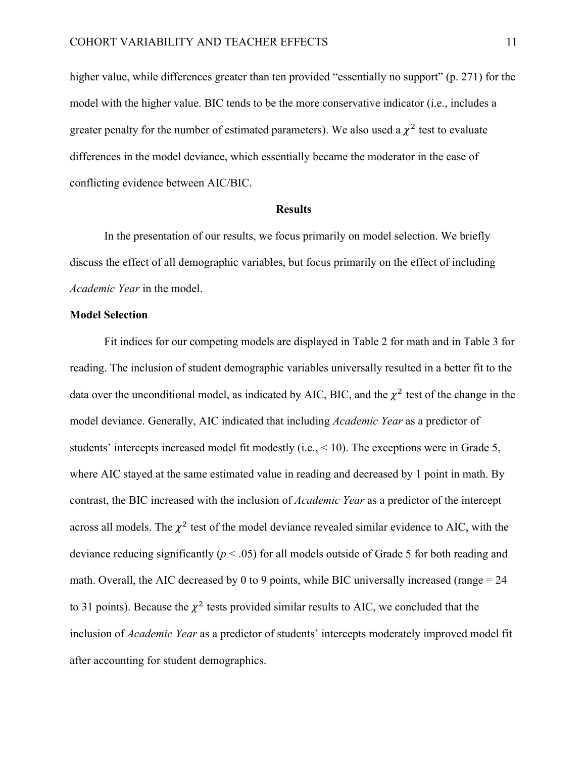higher value, while differences greater than ten provided "essentially no support" (p. 271) for the model with the higher value. BIC tends to be the more conservative indicator (i.e., includes a greater penalty for the number of estimated parameters). We also used a $\chi^2$ test to evaluate differences in the model deviance, which essentially became the moderator in the case of conflicting evidence between AIC/BIC.

## Results

In the presentation of our results, we focus primarily on model selection. We briefly discuss the effect of all demographic variables, but focus primarily on the effect of including *Academic Year* in the model.

### Model Selection

Fit indices for our competing models are displayed in Table 2 for math and in Table 3 for reading. The inclusion of student demographic variables universally resulted in a better fit to the data over the unconditional model, as indicated by AIC, BIC, and the $\chi^2$ test of the change in the model deviance. Generally, AIC indicated that including *Academic Year* as a predictor of students' intercepts increased model fit modestly (i.e., < 10). The exceptions were in Grade 5, where AIC stayed at the same estimated value in reading and decreased by 1 point in math. By contrast, the BIC increased with the inclusion of *Academic Year* as a predictor of the intercept across all models. The $\chi^2$ test of the model deviance revealed similar evidence to AIC, with the deviance reducing significantly ($p < .05$) for all models outside of Grade 5 for both reading and math. Overall, the AIC decreased by 0 to 9 points, while BIC universally increased (range = 24 to 31 points). Because the $\chi^2$ tests provided similar results to AIC, we concluded that the inclusion of *Academic Year* as a predictor of students' intercepts moderately improved model fit after accounting for student demographics.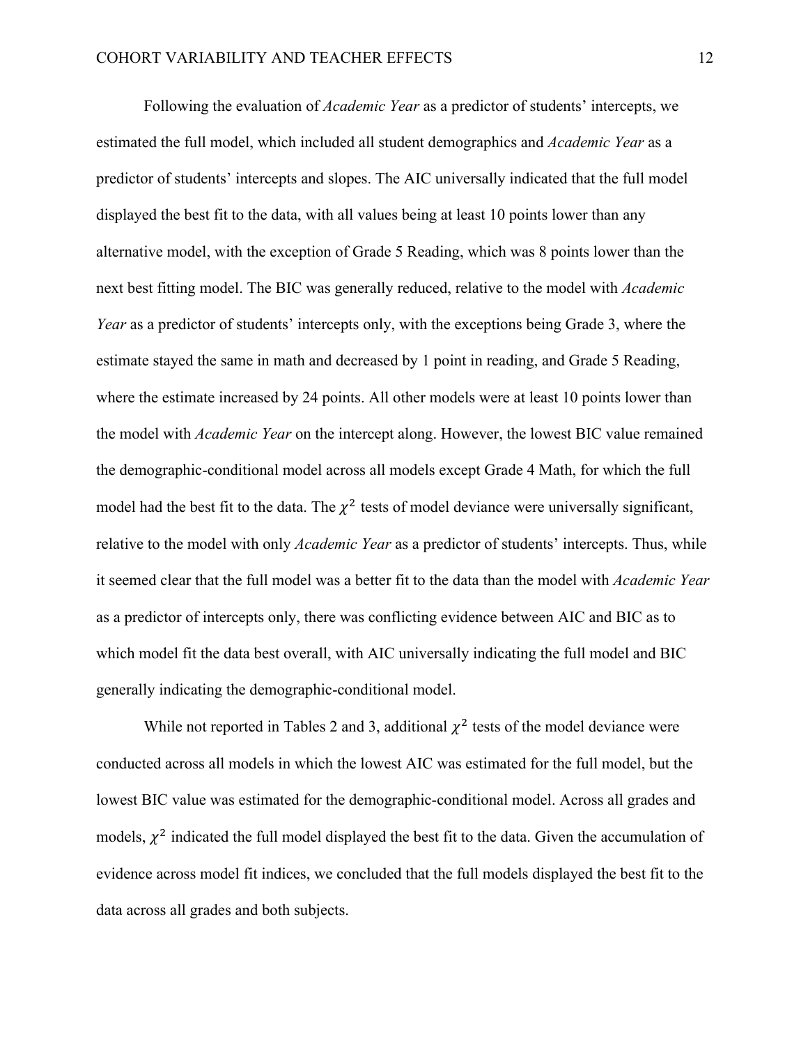Following the evaluation of *Academic Year* as a predictor of students' intercepts, we estimated the full model, which included all student demographics and *Academic Year* as a predictor of students' intercepts and slopes. The AIC universally indicated that the full model displayed the best fit to the data, with all values being at least 10 points lower than any alternative model, with the exception of Grade 5 Reading, which was 8 points lower than the next best fitting model. The BIC was generally reduced, relative to the model with *Academic Year* as a predictor of students' intercepts only, with the exceptions being Grade 3, where the estimate stayed the same in math and decreased by 1 point in reading, and Grade 5 Reading, where the estimate increased by 24 points. All other models were at least 10 points lower than the model with *Academic Year* on the intercept along. However, the lowest BIC value remained the demographic-conditional model across all models except Grade 4 Math, for which the full model had the best fit to the data. The $\chi^2$ tests of model deviance were universally significant, relative to the model with only *Academic Year* as a predictor of students' intercepts. Thus, while it seemed clear that the full model was a better fit to the data than the model with *Academic Year* as a predictor of intercepts only, there was conflicting evidence between AIC and BIC as to which model fit the data best overall, with AIC universally indicating the full model and BIC generally indicating the demographic-conditional model.

While not reported in Tables 2 and 3, additional $\chi^2$ tests of the model deviance were conducted across all models in which the lowest AIC was estimated for the full model, but the lowest BIC value was estimated for the demographic-conditional model. Across all grades and models, $\chi^2$ indicated the full model displayed the best fit to the data. Given the accumulation of evidence across model fit indices, we concluded that the full models displayed the best fit to the data across all grades and both subjects.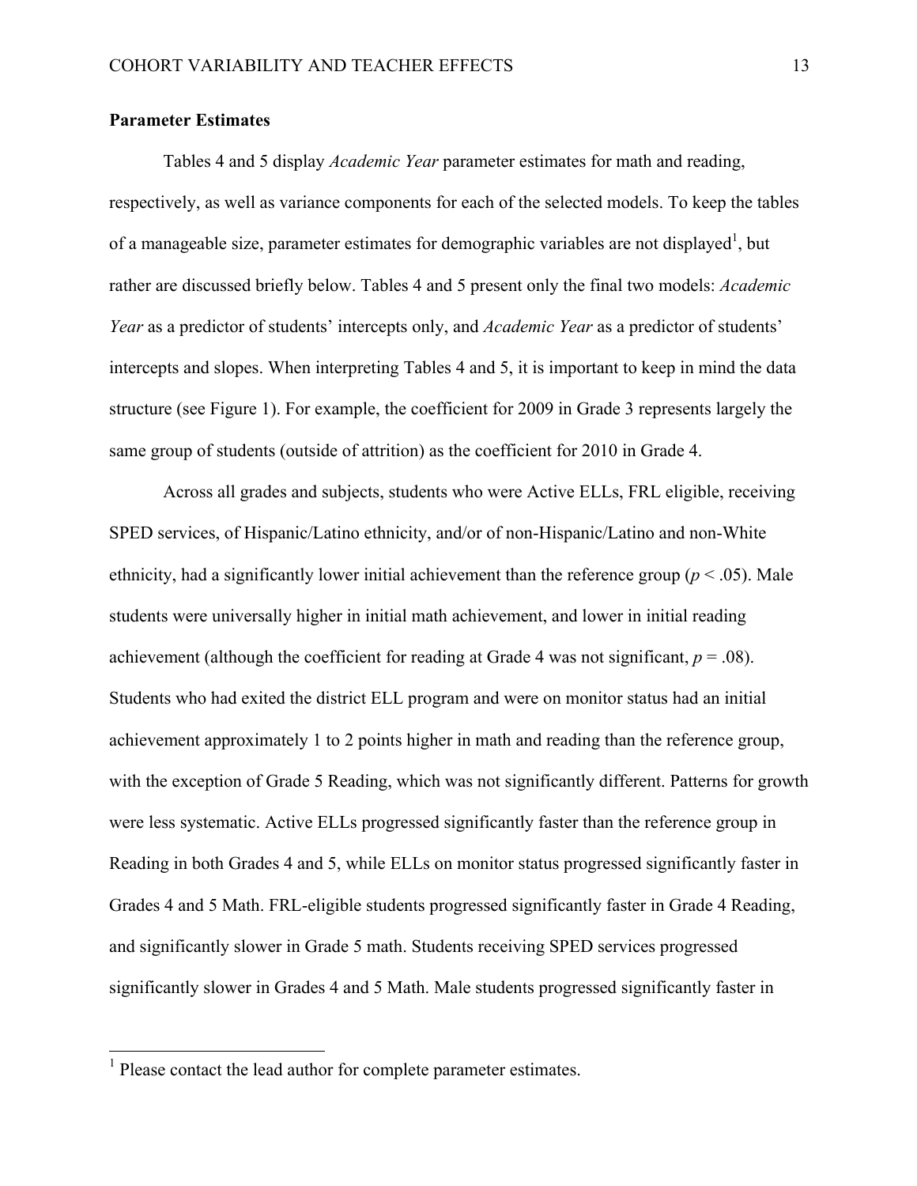**Parameter Estimates**

Tables 4 and 5 display *Academic Year* parameter estimates for math and reading, respectively, as well as variance components for each of the selected models. To keep the tables of a manageable size, parameter estimates for demographic variables are not displayed[1], but rather are discussed briefly below. Tables 4 and 5 present only the final two models: *Academic Year* as a predictor of students' intercepts only, and *Academic Year* as a predictor of students' intercepts and slopes. When interpreting Tables 4 and 5, it is important to keep in mind the data structure (see Figure 1). For example, the coefficient for 2009 in Grade 3 represents largely the same group of students (outside of attrition) as the coefficient for 2010 in Grade 4.

Across all grades and subjects, students who were Active ELLs, FRL eligible, receiving SPED services, of Hispanic/Latino ethnicity, and/or of non-Hispanic/Latino and non-White ethnicity, had a significantly lower initial achievement than the reference group ($p < .05$). Male students were universally higher in initial math achievement, and lower in initial reading achievement (although the coefficient for reading at Grade 4 was not significant, $p = .08$). Students who had exited the district ELL program and were on monitor status had an initial achievement approximately 1 to 2 points higher in math and reading than the reference group, with the exception of Grade 5 Reading, which was not significantly different. Patterns for growth were less systematic. Active ELLs progressed significantly faster than the reference group in Reading in both Grades 4 and 5, while ELLs on monitor status progressed significantly faster in Grades 4 and 5 Math. FRL-eligible students progressed significantly faster in Grade 4 Reading, and significantly slower in Grade 5 math. Students receiving SPED services progressed significantly slower in Grades 4 and 5 Math. Male students progressed significantly faster in

[1] Please contact the lead author for complete parameter estimates.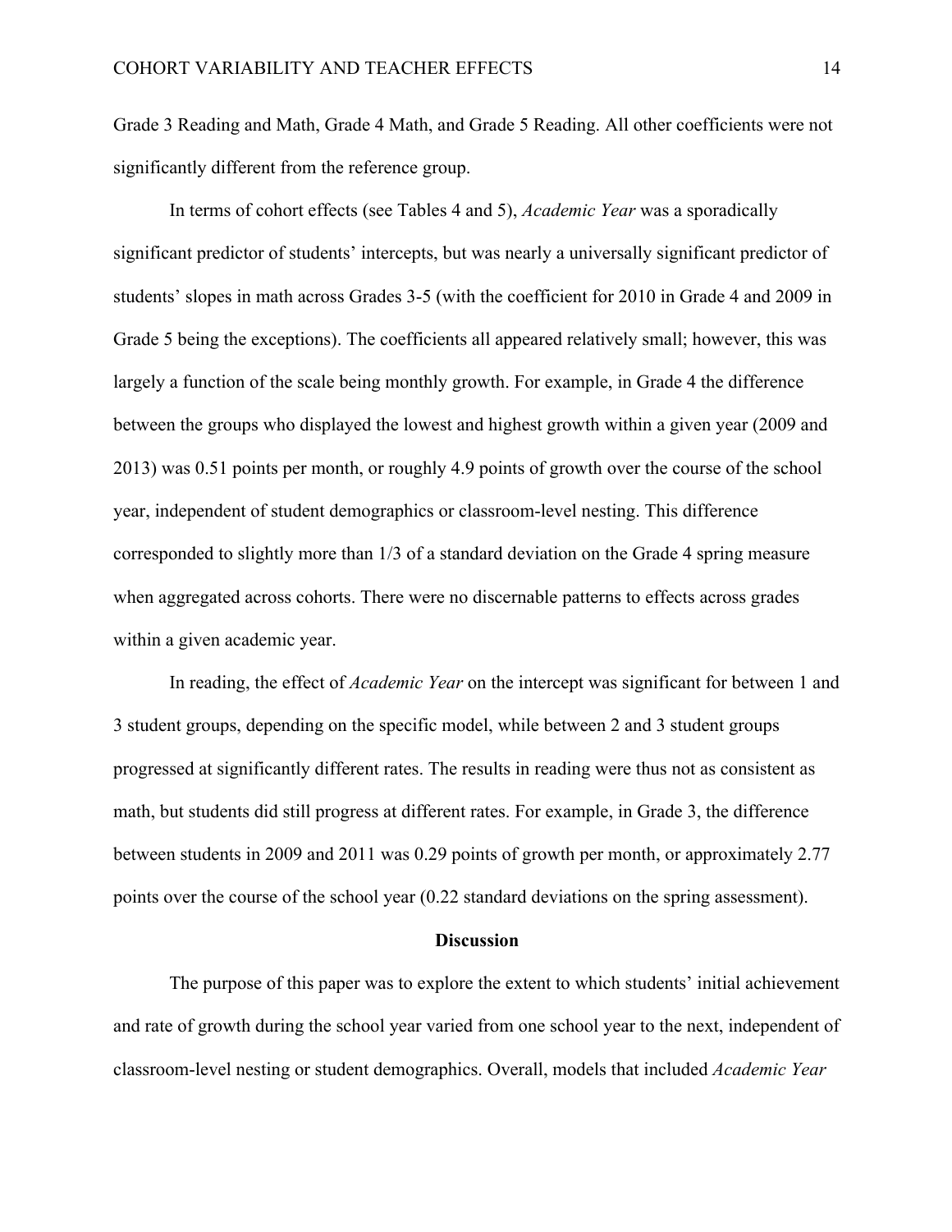Grade 3 Reading and Math, Grade 4 Math, and Grade 5 Reading. All other coefficients were not significantly different from the reference group.

In terms of cohort effects (see Tables 4 and 5), *Academic Year* was a sporadically significant predictor of students' intercepts, but was nearly a universally significant predictor of students' slopes in math across Grades 3-5 (with the coefficient for 2010 in Grade 4 and 2009 in Grade 5 being the exceptions). The coefficients all appeared relatively small; however, this was largely a function of the scale being monthly growth. For example, in Grade 4 the difference between the groups who displayed the lowest and highest growth within a given year (2009 and 2013) was 0.51 points per month, or roughly 4.9 points of growth over the course of the school year, independent of student demographics or classroom-level nesting. This difference corresponded to slightly more than 1/3 of a standard deviation on the Grade 4 spring measure when aggregated across cohorts. There were no discernable patterns to effects across grades within a given academic year.

In reading, the effect of *Academic Year* on the intercept was significant for between 1 and 3 student groups, depending on the specific model, while between 2 and 3 student groups progressed at significantly different rates. The results in reading were thus not as consistent as math, but students did still progress at different rates. For example, in Grade 3, the difference between students in 2009 and 2011 was 0.29 points of growth per month, or approximately 2.77 points over the course of the school year (0.22 standard deviations on the spring assessment).

## Discussion

The purpose of this paper was to explore the extent to which students' initial achievement and rate of growth during the school year varied from one school year to the next, independent of classroom-level nesting or student demographics. Overall, models that included *Academic Year*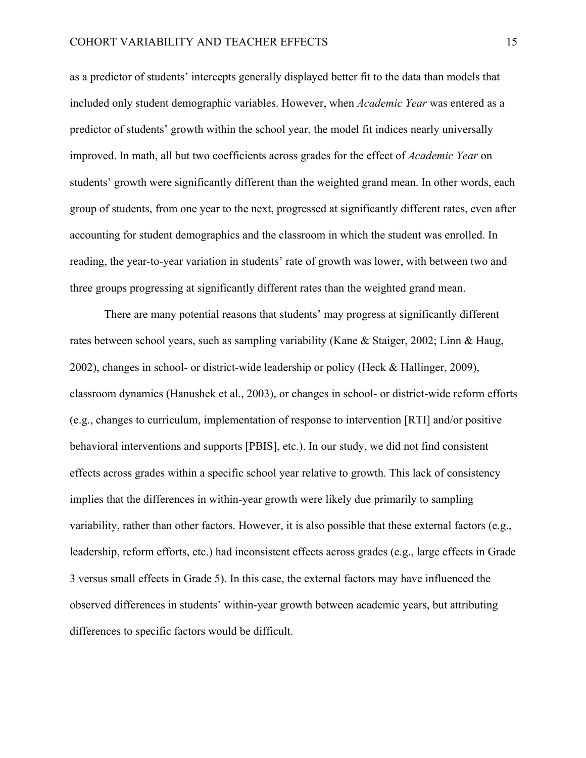as a predictor of students' intercepts generally displayed better fit to the data than models that included only student demographic variables. However, when *Academic Year* was entered as a predictor of students' growth within the school year, the model fit indices nearly universally improved. In math, all but two coefficients across grades for the effect of *Academic Year* on students' growth were significantly different than the weighted grand mean. In other words, each group of students, from one year to the next, progressed at significantly different rates, even after accounting for student demographics and the classroom in which the student was enrolled. In reading, the year-to-year variation in students' rate of growth was lower, with between two and three groups progressing at significantly different rates than the weighted grand mean.

There are many potential reasons that students' may progress at significantly different rates between school years, such as sampling variability (Kane & Staiger, 2002; Linn & Haug, 2002), changes in school- or district-wide leadership or policy (Heck & Hallinger, 2009), classroom dynamics (Hanushek et al., 2003), or changes in school- or district-wide reform efforts (e.g., changes to curriculum, implementation of response to intervention [RTI] and/or positive behavioral interventions and supports [PBIS], etc.). In our study, we did not find consistent effects across grades within a specific school year relative to growth. This lack of consistency implies that the differences in within-year growth were likely due primarily to sampling variability, rather than other factors. However, it is also possible that these external factors (e.g., leadership, reform efforts, etc.) had inconsistent effects across grades (e.g., large effects in Grade 3 versus small effects in Grade 5). In this case, the external factors may have influenced the observed differences in students' within-year growth between academic years, but attributing differences to specific factors would be difficult.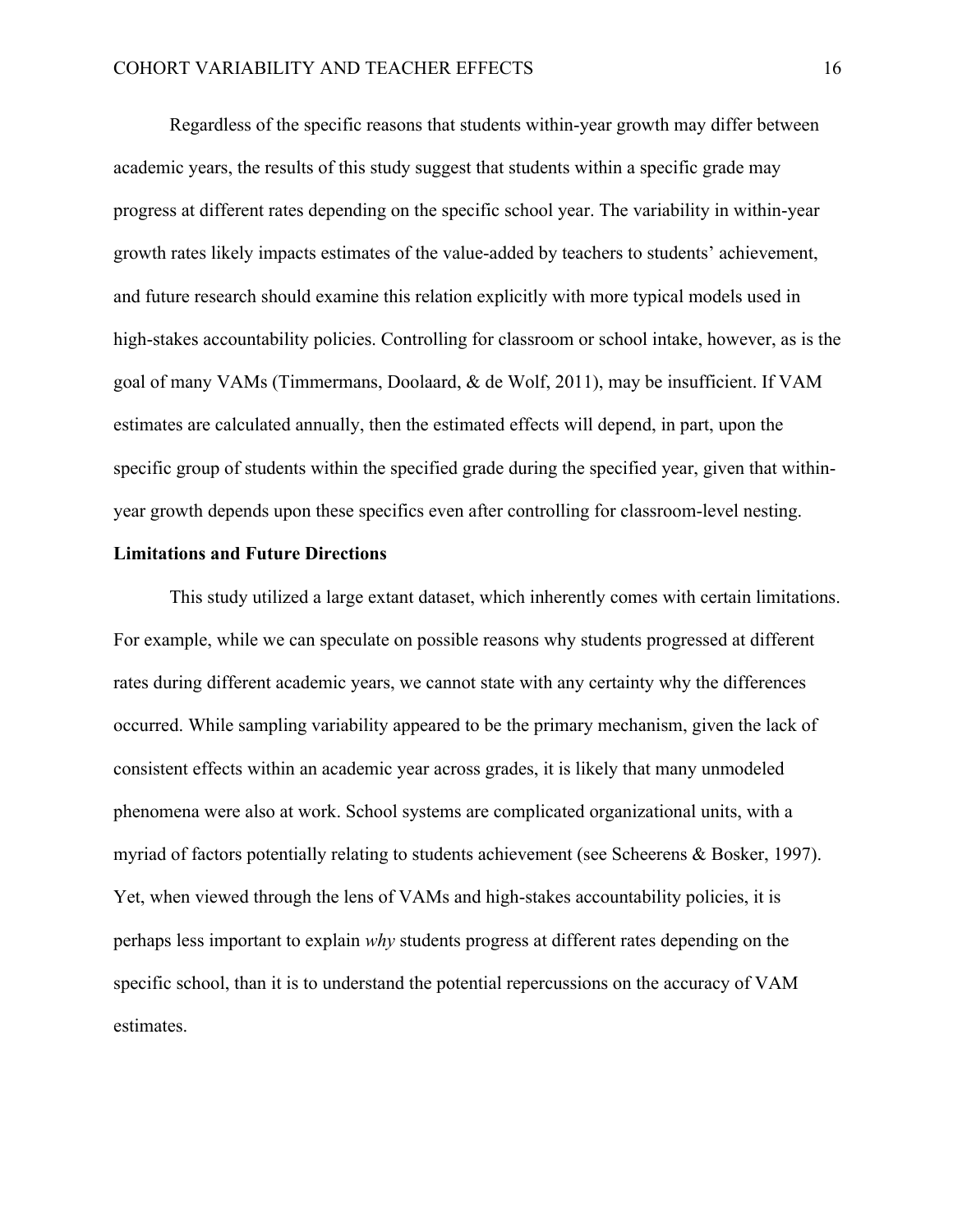Regardless of the specific reasons that students within-year growth may differ between academic years, the results of this study suggest that students within a specific grade may progress at different rates depending on the specific school year. The variability in within-year growth rates likely impacts estimates of the value-added by teachers to students' achievement, and future research should examine this relation explicitly with more typical models used in high-stakes accountability policies. Controlling for classroom or school intake, however, as is the goal of many VAMs (Timmermans, Doolaard, & de Wolf, 2011), may be insufficient. If VAM estimates are calculated annually, then the estimated effects will depend, in part, upon the specific group of students within the specified grade during the specified year, given that within-year growth depends upon these specifics even after controlling for classroom-level nesting.

**Limitations and Future Directions**

This study utilized a large extant dataset, which inherently comes with certain limitations. For example, while we can speculate on possible reasons why students progressed at different rates during different academic years, we cannot state with any certainty why the differences occurred. While sampling variability appeared to be the primary mechanism, given the lack of consistent effects within an academic year across grades, it is likely that many unmodeled phenomena were also at work. School systems are complicated organizational units, with a myriad of factors potentially relating to students achievement (see Scheerens & Bosker, 1997). Yet, when viewed through the lens of VAMs and high-stakes accountability policies, it is perhaps less important to explain *why* students progress at different rates depending on the specific school, than it is to understand the potential repercussions on the accuracy of VAM estimates.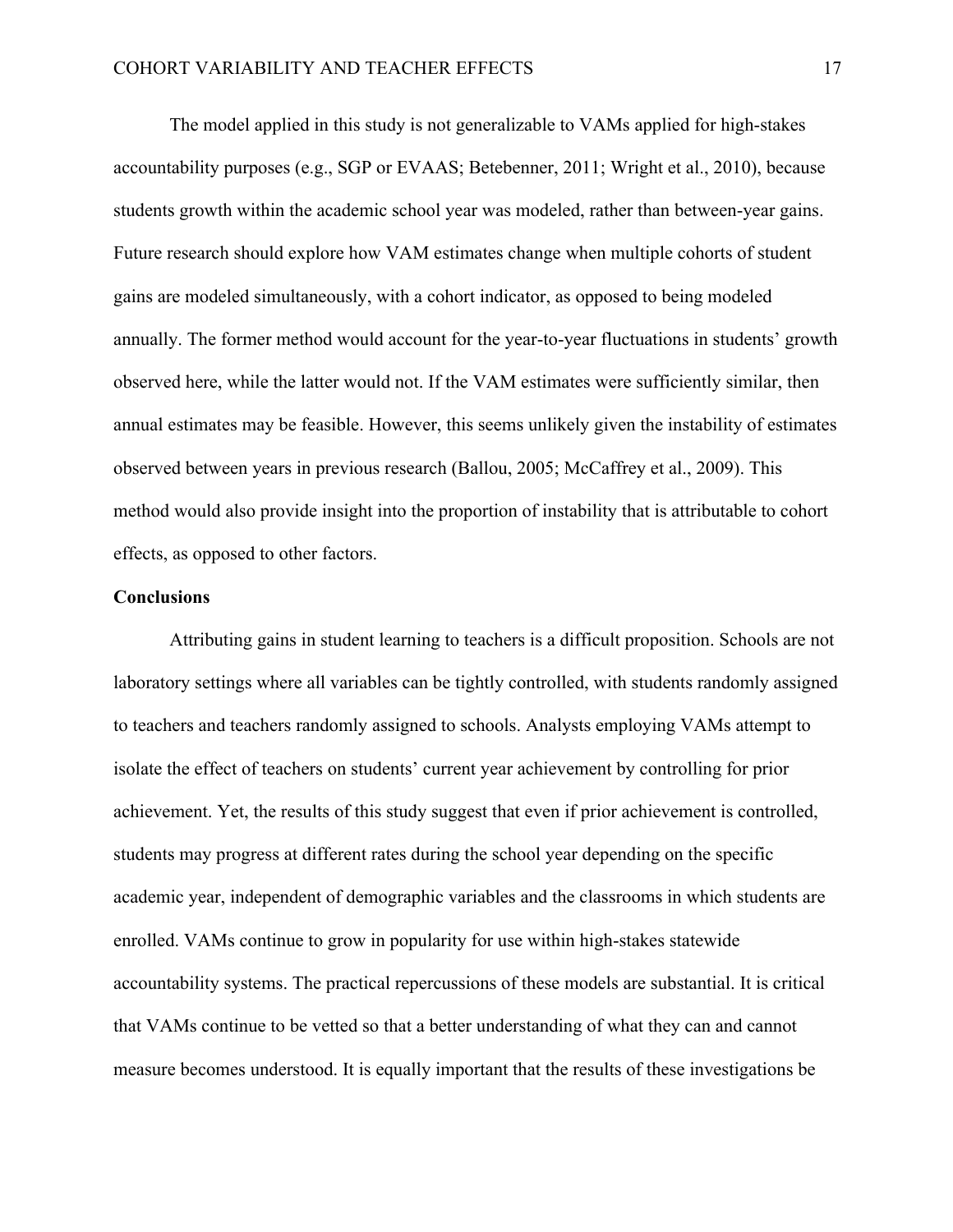The model applied in this study is not generalizable to VAMs applied for high-stakes accountability purposes (e.g., SGP or EVAAS; Betebenner, 2011; Wright et al., 2010), because students growth within the academic school year was modeled, rather than between-year gains. Future research should explore how VAM estimates change when multiple cohorts of student gains are modeled simultaneously, with a cohort indicator, as opposed to being modeled annually. The former method would account for the year-to-year fluctuations in students' growth observed here, while the latter would not. If the VAM estimates were sufficiently similar, then annual estimates may be feasible. However, this seems unlikely given the instability of estimates observed between years in previous research (Ballou, 2005; McCaffrey et al., 2009). This method would also provide insight into the proportion of instability that is attributable to cohort effects, as opposed to other factors.

## Conclusions

Attributing gains in student learning to teachers is a difficult proposition. Schools are not laboratory settings where all variables can be tightly controlled, with students randomly assigned to teachers and teachers randomly assigned to schools. Analysts employing VAMs attempt to isolate the effect of teachers on students' current year achievement by controlling for prior achievement. Yet, the results of this study suggest that even if prior achievement is controlled, students may progress at different rates during the school year depending on the specific academic year, independent of demographic variables and the classrooms in which students are enrolled. VAMs continue to grow in popularity for use within high-stakes statewide accountability systems. The practical repercussions of these models are substantial. It is critical that VAMs continue to be vetted so that a better understanding of what they can and cannot measure becomes understood. It is equally important that the results of these investigations be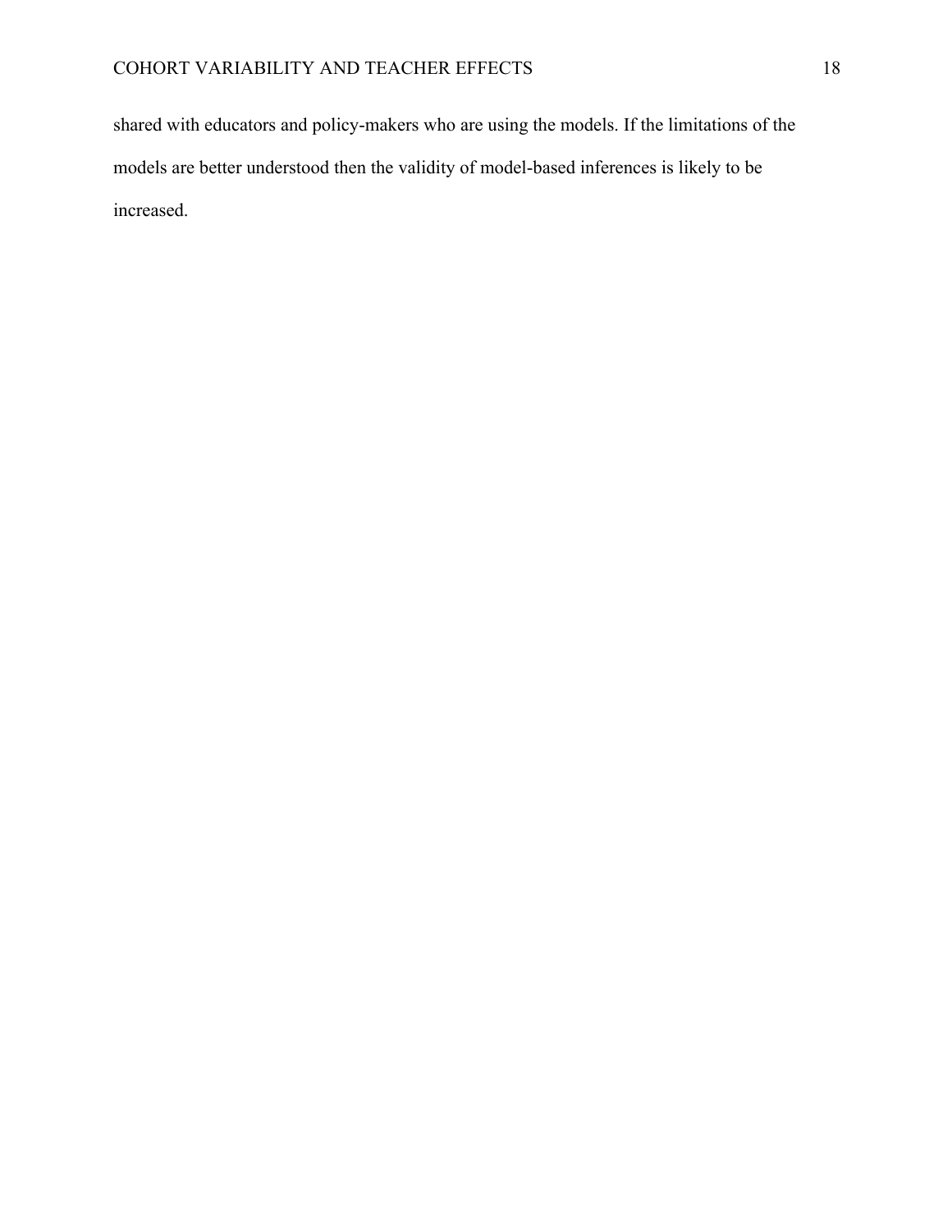shared with educators and policy-makers who are using the models. If the limitations of the models are better understood then the validity of model-based inferences is likely to be increased.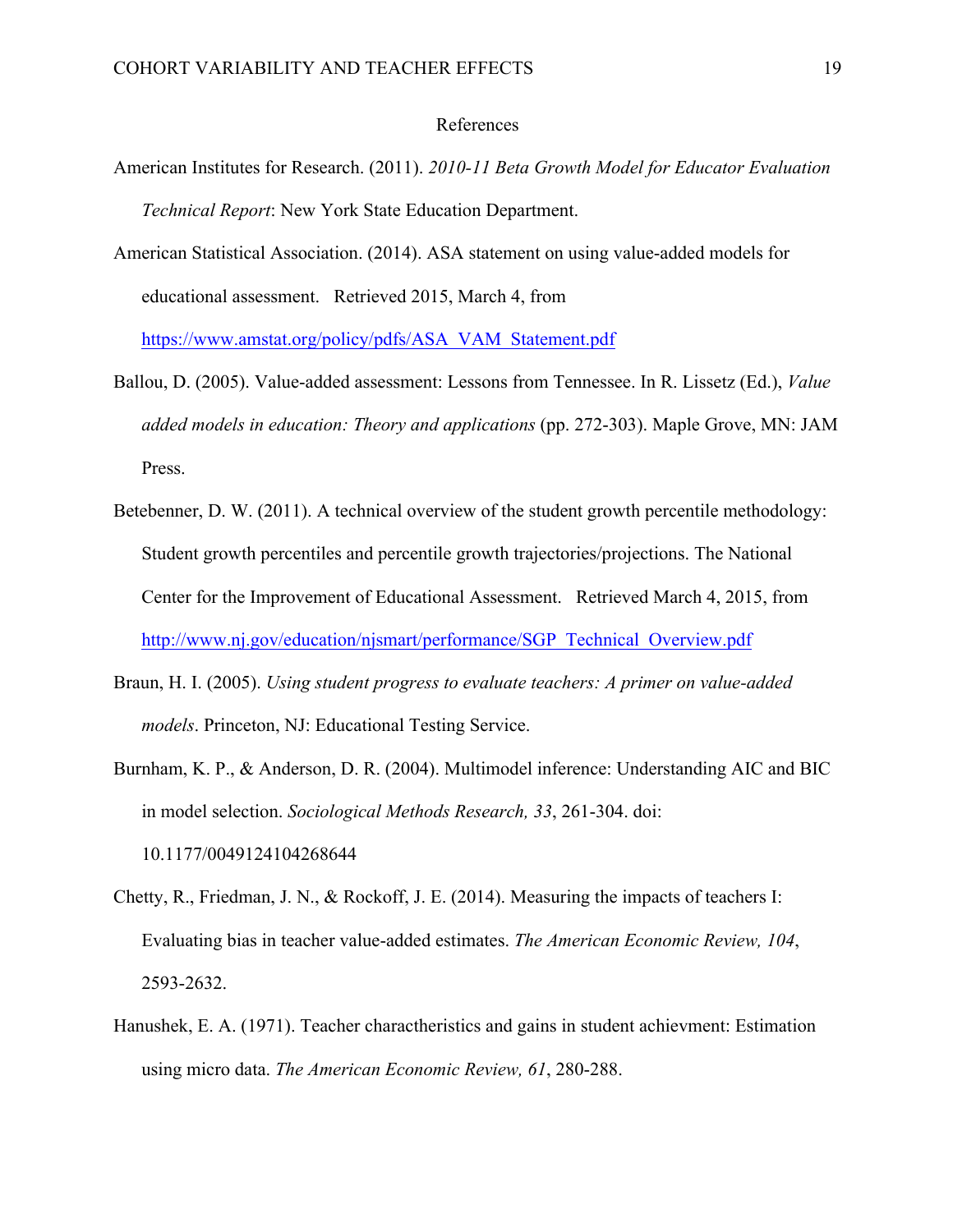# References

American Institutes for Research. (2011). *2010-11 Beta Growth Model for Educator Evaluation Technical Report*: New York State Education Department.

American Statistical Association. (2014). ASA statement on using value-added models for educational assessment. Retrieved 2015, March 4, from https://www.amstat.org/policy/pdfs/ASA_VAM_Statement.pdf

Ballou, D. (2005). Value-added assessment: Lessons from Tennessee. In R. Lissetz (Ed.), *Value added models in education: Theory and applications* (pp. 272-303). Maple Grove, MN: JAM Press.

Betebenner, D. W. (2011). A technical overview of the student growth percentile methodology: Student growth percentiles and percentile growth trajectories/projections. The National Center for the Improvement of Educational Assessment. Retrieved March 4, 2015, from http://www.nj.gov/education/njsmart/performance/SGP_Technical_Overview.pdf

Braun, H. I. (2005). *Using student progress to evaluate teachers: A primer on value-added models*. Princeton, NJ: Educational Testing Service.

Burnham, K. P., & Anderson, D. R. (2004). Multimodel inference: Understanding AIC and BIC in model selection. *Sociological Methods Research, 33*, 261-304. doi: 10.1177/0049124104268644

Chetty, R., Friedman, J. N., & Rockoff, J. E. (2014). Measuring the impacts of teachers I: Evaluating bias in teacher value-added estimates. *The American Economic Review, 104*, 2593-2632.

Hanushek, E. A. (1971). Teacher charactheristics and gains in student achievment: Estimation using micro data. *The American Economic Review, 61*, 280-288.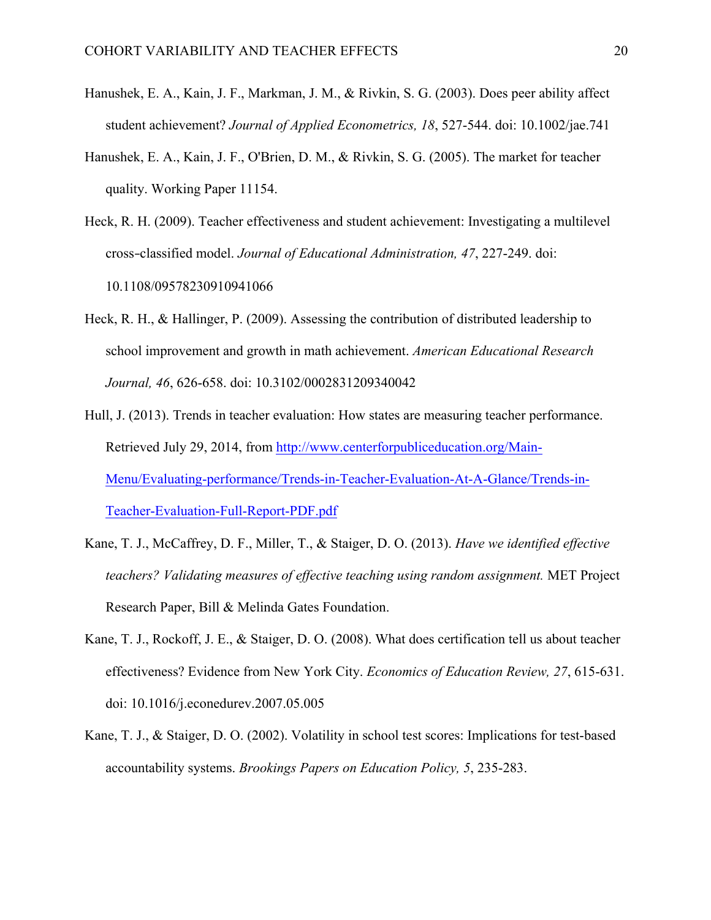Hanushek, E. A., Kain, J. F., Markman, J. M., & Rivkin, S. G. (2003). Does peer ability affect student achievement? *Journal of Applied Econometrics, 18*, 527-544. doi: 10.1002/jae.741

Hanushek, E. A., Kain, J. F., O'Brien, D. M., & Rivkin, S. G. (2005). The market for teacher quality. Working Paper 11154.

Heck, R. H. (2009). Teacher effectiveness and student achievement: Investigating a multilevel cross-classified model. *Journal of Educational Administration, 47*, 227-249. doi: 10.1108/09578230910941066

Heck, R. H., & Hallinger, P. (2009). Assessing the contribution of distributed leadership to school improvement and growth in math achievement. *American Educational Research Journal, 46*, 626-658. doi: 10.3102/0002831209340042

Hull, J. (2013). Trends in teacher evaluation: How states are measuring teacher performance. Retrieved July 29, 2014, from [http://www.centerforpubliceducation.org/Main-Menu/Evaluating-performance/Trends-in-Teacher-Evaluation-At-A-Glance/Trends-in-Teacher-Evaluation-Full-Report-PDF.pdf](http://www.centerforpubliceducation.org/Main-Menu/Evaluating-performance/Trends-in-Teacher-Evaluation-At-A-Glance/Trends-in-Teacher-Evaluation-Full-Report-PDF.pdf)

Kane, T. J., McCaffrey, D. F., Miller, T., & Staiger, D. O. (2013). *Have we identified effective teachers? Validating measures of effective teaching using random assignment.* MET Project Research Paper, Bill & Melinda Gates Foundation.

Kane, T. J., Rockoff, J. E., & Staiger, D. O. (2008). What does certification tell us about teacher effectiveness? Evidence from New York City. *Economics of Education Review, 27*, 615-631. doi: 10.1016/j.econedurev.2007.05.005

Kane, T. J., & Staiger, D. O. (2002). Volatility in school test scores: Implications for test-based accountability systems. *Brookings Papers on Education Policy, 5*, 235-283.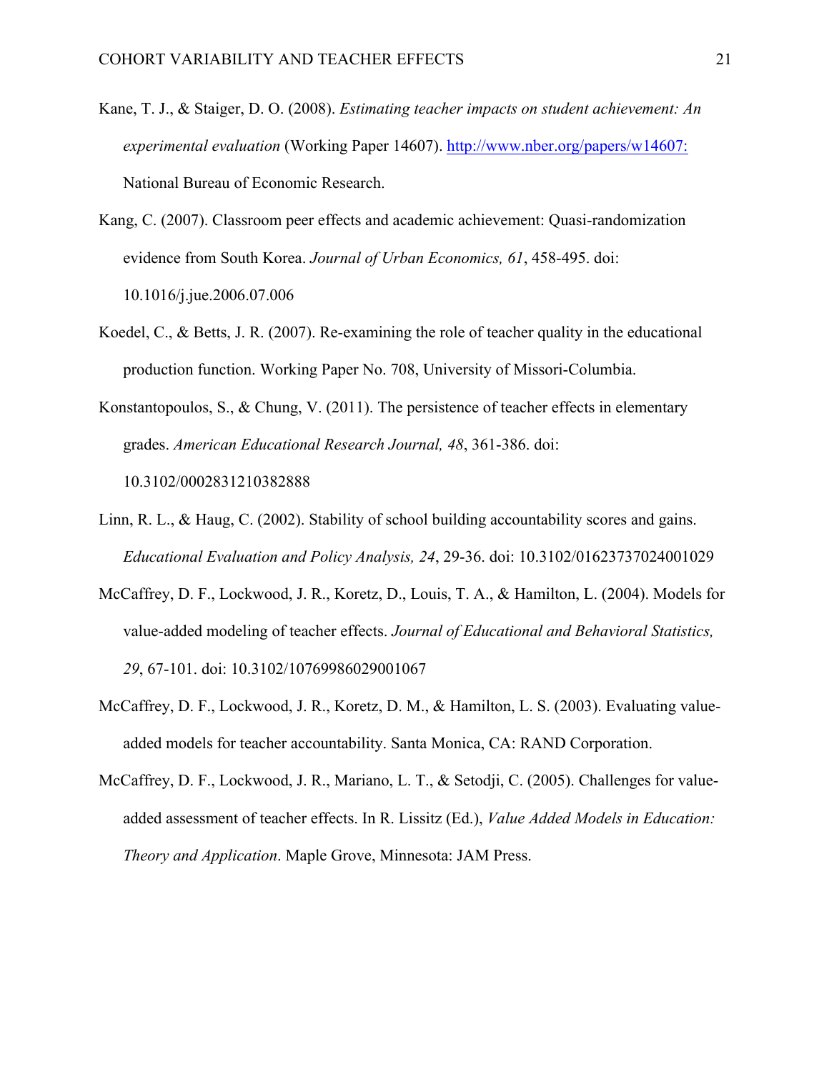Kane, T. J., & Staiger, D. O. (2008). *Estimating teacher impacts on student achievement: An experimental evaluation* (Working Paper 14607). http://www.nber.org/papers/w14607: National Bureau of Economic Research.

Kang, C. (2007). Classroom peer effects and academic achievement: Quasi-randomization evidence from South Korea. *Journal of Urban Economics, 61*, 458-495. doi: 10.1016/j.jue.2006.07.006

Koedel, C., & Betts, J. R. (2007). Re-examining the role of teacher quality in the educational production function. Working Paper No. 708, University of Missori-Columbia.

Konstantopoulos, S., & Chung, V. (2011). The persistence of teacher effects in elementary grades. *American Educational Research Journal, 48*, 361-386. doi: 10.3102/0002831210382888

Linn, R. L., & Haug, C. (2002). Stability of school building accountability scores and gains. *Educational Evaluation and Policy Analysis, 24*, 29-36. doi: 10.3102/01623737024001029

McCaffrey, D. F., Lockwood, J. R., Koretz, D., Louis, T. A., & Hamilton, L. (2004). Models for value-added modeling of teacher effects. *Journal of Educational and Behavioral Statistics, 29*, 67-101. doi: 10.3102/10769986029001067

McCaffrey, D. F., Lockwood, J. R., Koretz, D. M., & Hamilton, L. S. (2003). Evaluating value-added models for teacher accountability. Santa Monica, CA: RAND Corporation.

McCaffrey, D. F., Lockwood, J. R., Mariano, L. T., & Setodji, C. (2005). Challenges for value-added assessment of teacher effects. In R. Lissitz (Ed.), *Value Added Models in Education: Theory and Application*. Maple Grove, Minnesota: JAM Press.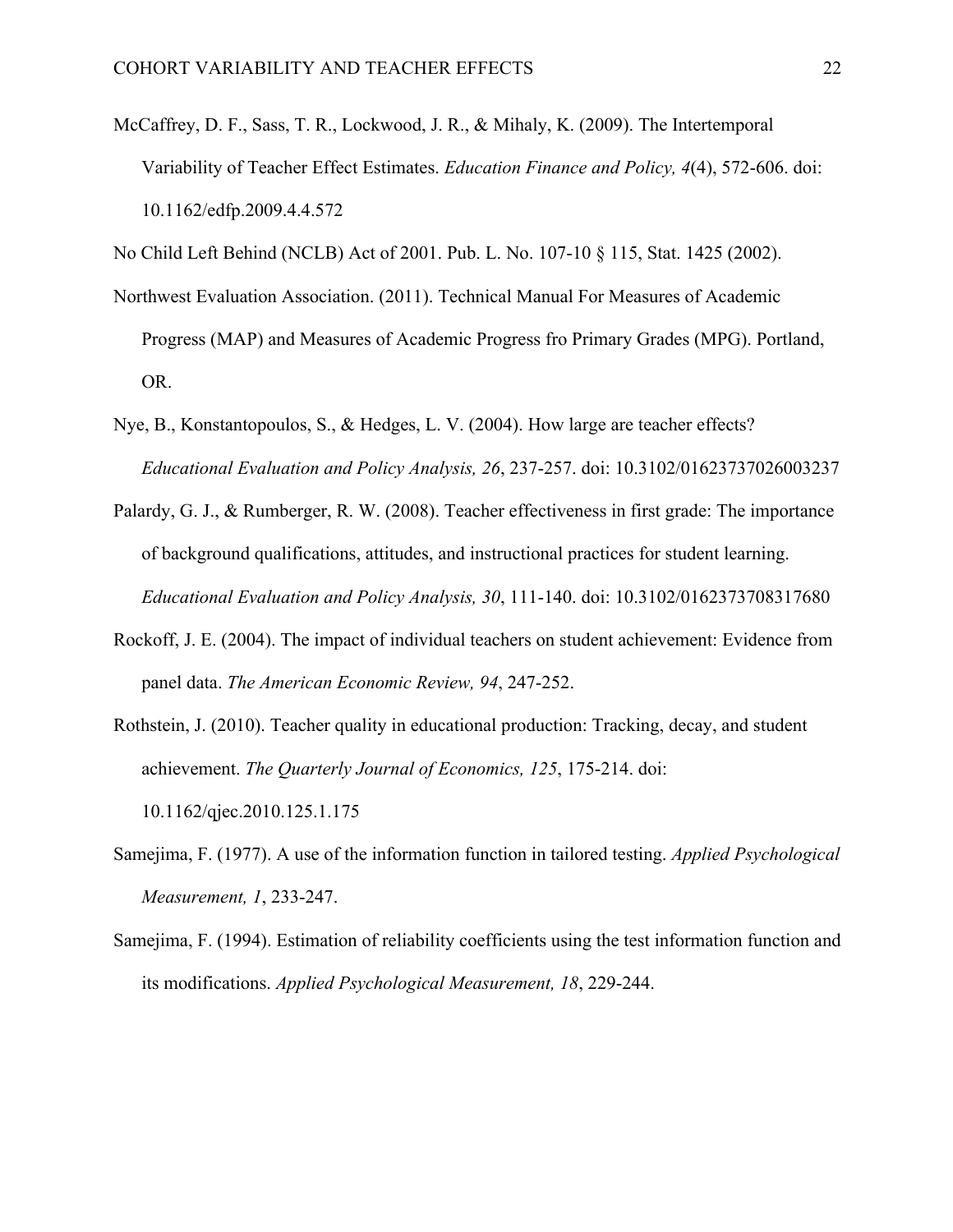McCaffrey, D. F., Sass, T. R., Lockwood, J. R., & Mihaly, K. (2009). The Intertemporal Variability of Teacher Effect Estimates. *Education Finance and Policy, 4*(4), 572-606. doi: 10.1162/edfp.2009.4.4.572

No Child Left Behind (NCLB) Act of 2001. Pub. L. No. 107-10 § 115, Stat. 1425 (2002).

Northwest Evaluation Association. (2011). Technical Manual For Measures of Academic Progress (MAP) and Measures of Academic Progress fro Primary Grades (MPG). Portland, OR.

Nye, B., Konstantopoulos, S., & Hedges, L. V. (2004). How large are teacher effects? *Educational Evaluation and Policy Analysis, 26*, 237-257. doi: 10.3102/01623737026003237

Palardy, G. J., & Rumberger, R. W. (2008). Teacher effectiveness in first grade: The importance of background qualifications, attitudes, and instructional practices for student learning. *Educational Evaluation and Policy Analysis, 30*, 111-140. doi: 10.3102/0162373708317680

Rockoff, J. E. (2004). The impact of individual teachers on student achievement: Evidence from panel data. *The American Economic Review, 94*, 247-252.

Rothstein, J. (2010). Teacher quality in educational production: Tracking, decay, and student achievement. *The Quarterly Journal of Economics, 125*, 175-214. doi: 10.1162/qjec.2010.125.1.175

Samejima, F. (1977). A use of the information function in tailored testing. *Applied Psychological Measurement, 1*, 233-247.

Samejima, F. (1994). Estimation of reliability coefficients using the test information function and its modifications. *Applied Psychological Measurement, 18*, 229-244.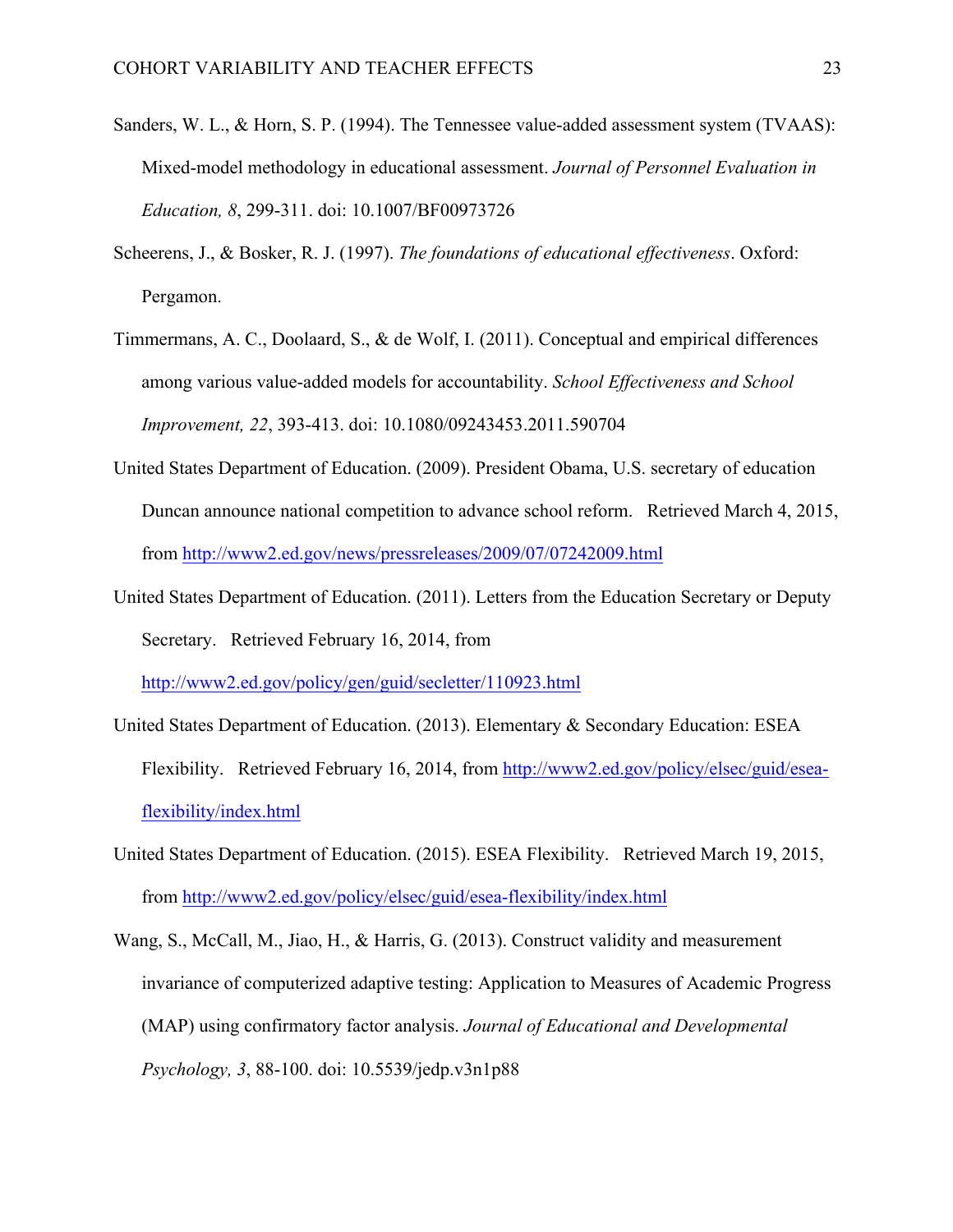Sanders, W. L., & Horn, S. P. (1994). The Tennessee value-added assessment system (TVAAS): Mixed-model methodology in educational assessment. *Journal of Personnel Evaluation in Education, 8*, 299-311. doi: 10.1007/BF00973726

Scheerens, J., & Bosker, R. J. (1997). *The foundations of educational effectiveness*. Oxford: Pergamon.

Timmermans, A. C., Doolaard, S., & de Wolf, I. (2011). Conceptual and empirical differences among various value-added models for accountability. *School Effectiveness and School Improvement, 22*, 393-413. doi: 10.1080/09243453.2011.590704

United States Department of Education. (2009). President Obama, U.S. secretary of education Duncan announce national competition to advance school reform. Retrieved March 4, 2015, from http://www2.ed.gov/news/pressreleases/2009/07/07242009.html

United States Department of Education. (2011). Letters from the Education Secretary or Deputy Secretary. Retrieved February 16, 2014, from http://www2.ed.gov/policy/gen/guid/secletter/110923.html

United States Department of Education. (2013). Elementary & Secondary Education: ESEA Flexibility. Retrieved February 16, 2014, from http://www2.ed.gov/policy/elsec/guid/esea-flexibility/index.html

United States Department of Education. (2015). ESEA Flexibility. Retrieved March 19, 2015, from http://www2.ed.gov/policy/elsec/guid/esea-flexibility/index.html

Wang, S., McCall, M., Jiao, H., & Harris, G. (2013). Construct validity and measurement invariance of computerized adaptive testing: Application to Measures of Academic Progress (MAP) using confirmatory factor analysis. *Journal of Educational and Developmental Psychology, 3*, 88-100. doi: 10.5539/jedp.v3n1p88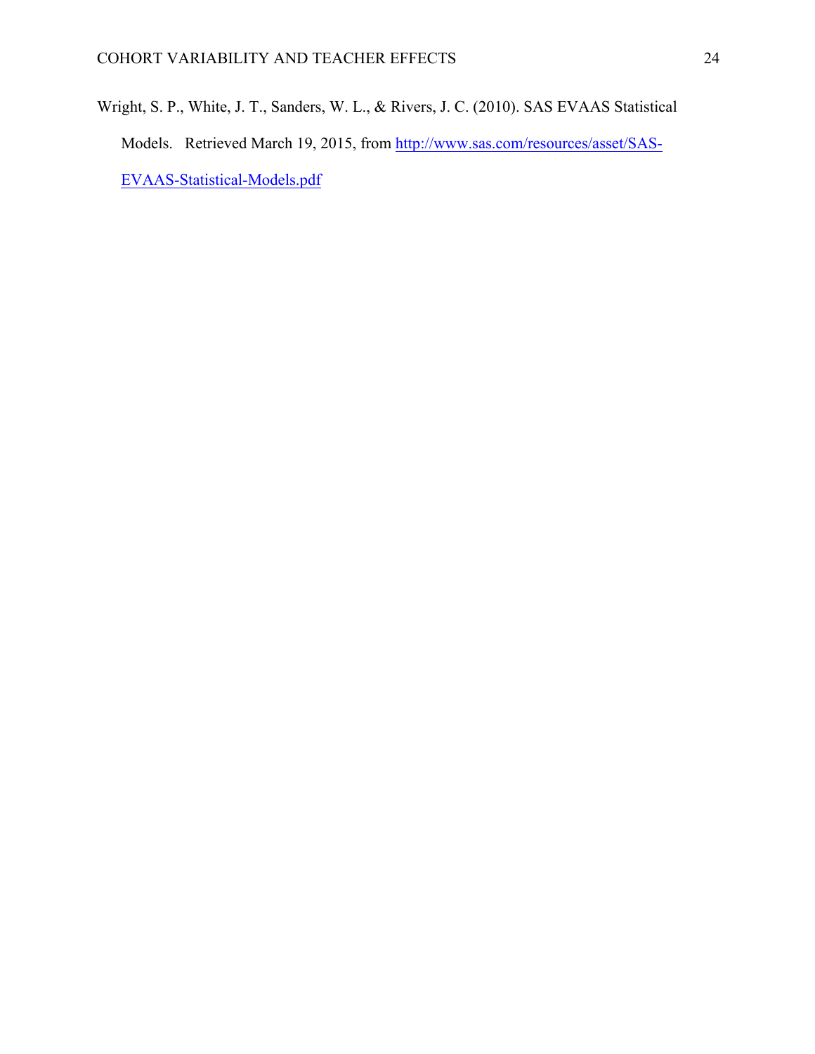Wright, S. P., White, J. T., Sanders, W. L., & Rivers, J. C. (2010). SAS EVAAS Statistical Models. Retrieved March 19, 2015, from http://www.sas.com/resources/asset/SAS-EVAAS-Statistical-Models.pdf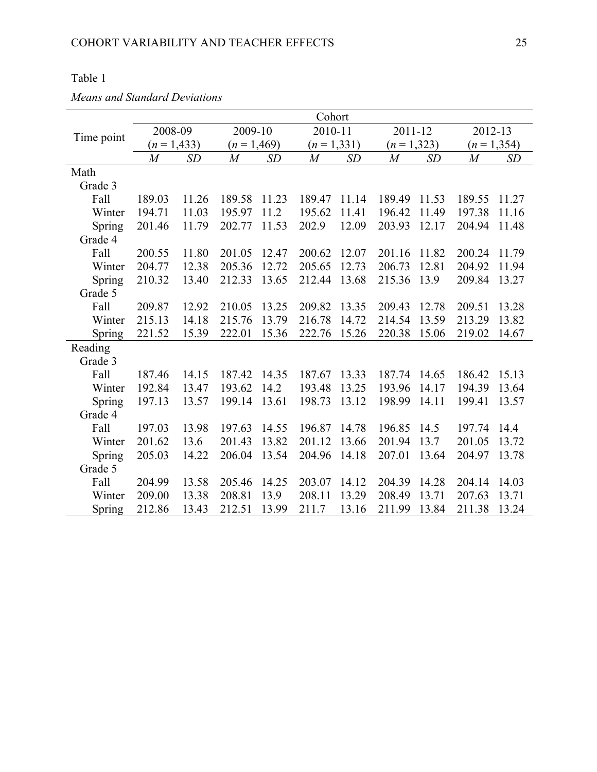Table 1

*Means and Standard Deviations*

| Time point | Cohort | | | | | | | | | |
|---|---|---|---|---|---|---|---|---|---|---|
| | 2008-09 (*n* = 1,433) | | 2009-10 (*n* = 1,469) | | 2010-11 (*n* = 1,331) | | 2011-12 (*n* = 1,323) | | 2012-13 (*n* = 1,354) | |
| | *M* | *SD* | *M* | *SD* | *M* | *SD* | *M* | *SD* | *M* | *SD* |
| Math | | | | | | | | | | |
| Grade 3 | | | | | | | | | | |
| Fall | 189.03 | 11.26 | 189.58 | 11.23 | 189.47 | 11.14 | 189.49 | 11.53 | 189.55 | 11.27 |
| Winter | 194.71 | 11.03 | 195.97 | 11.2 | 195.62 | 11.41 | 196.42 | 11.49 | 197.38 | 11.16 |
| Spring | 201.46 | 11.79 | 202.77 | 11.53 | 202.9 | 12.09 | 203.93 | 12.17 | 204.94 | 11.48 |
| Grade 4 | | | | | | | | | | |
| Fall | 200.55 | 11.80 | 201.05 | 12.47 | 200.62 | 12.07 | 201.16 | 11.82 | 200.24 | 11.79 |
| Winter | 204.77 | 12.38 | 205.36 | 12.72 | 205.65 | 12.73 | 206.73 | 12.81 | 204.92 | 11.94 |
| Spring | 210.32 | 13.40 | 212.33 | 13.65 | 212.44 | 13.68 | 215.36 | 13.9 | 209.84 | 13.27 |
| Grade 5 | | | | | | | | | | |
| Fall | 209.87 | 12.92 | 210.05 | 13.25 | 209.82 | 13.35 | 209.43 | 12.78 | 209.51 | 13.28 |
| Winter | 215.13 | 14.18 | 215.76 | 13.79 | 216.78 | 14.72 | 214.54 | 13.59 | 213.29 | 13.82 |
| Spring | 221.52 | 15.39 | 222.01 | 15.36 | 222.76 | 15.26 | 220.38 | 15.06 | 219.02 | 14.67 |
| Reading | | | | | | | | | | |
| Grade 3 | | | | | | | | | | |
| Fall | 187.46 | 14.15 | 187.42 | 14.35 | 187.67 | 13.33 | 187.74 | 14.65 | 186.42 | 15.13 |
| Winter | 192.84 | 13.47 | 193.62 | 14.2 | 193.48 | 13.25 | 193.96 | 14.17 | 194.39 | 13.64 |
| Spring | 197.13 | 13.57 | 199.14 | 13.61 | 198.73 | 13.12 | 198.99 | 14.11 | 199.41 | 13.57 |
| Grade 4 | | | | | | | | | | |
| Fall | 197.03 | 13.98 | 197.63 | 14.55 | 196.87 | 14.78 | 196.85 | 14.5 | 197.74 | 14.4 |
| Winter | 201.62 | 13.6 | 201.43 | 13.82 | 201.12 | 13.66 | 201.94 | 13.7 | 201.05 | 13.72 |
| Spring | 205.03 | 14.22 | 206.04 | 13.54 | 204.96 | 14.18 | 207.01 | 13.64 | 204.97 | 13.78 |
| Grade 5 | | | | | | | | | | |
| Fall | 204.99 | 13.58 | 205.46 | 14.25 | 203.07 | 14.12 | 204.39 | 14.28 | 204.14 | 14.03 |
| Winter | 209.00 | 13.38 | 208.81 | 13.9 | 208.11 | 13.29 | 208.49 | 13.71 | 207.63 | 13.71 |
| Spring | 212.86 | 13.43 | 212.51 | 13.99 | 211.7 | 13.16 | 211.99 | 13.84 | 211.38 | 13.24 |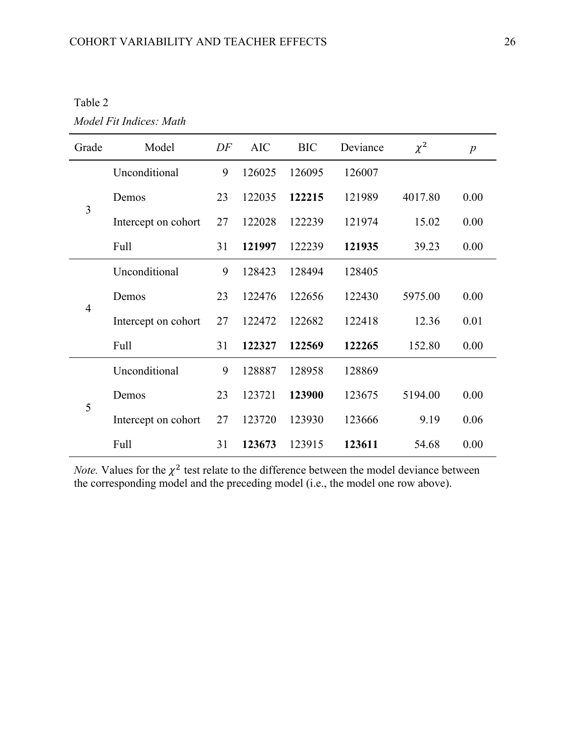Table 2

*Model Fit Indices: Math*

| Grade | Model | *DF* | AIC | BIC | Deviance | $\chi^2$ | *p* |
|---|---|---|---|---|---|---|---|
| 3 | Unconditional | 9 | 126025 | 126095 | 126007 | | |
| | Demos | 23 | 122035 | **122215** | 121989 | 4017.80 | 0.00 |
| | Intercept on cohort | 27 | 122028 | 122239 | 121974 | 15.02 | 0.00 |
| | Full | 31 | **121997** | 122239 | **121935** | 39.23 | 0.00 |
| 4 | Unconditional | 9 | 128423 | 128494 | 128405 | | |
| | Demos | 23 | 122476 | 122656 | 122430 | 5975.00 | 0.00 |
| | Intercept on cohort | 27 | 122472 | 122682 | 122418 | 12.36 | 0.01 |
| | Full | 31 | **122327** | **122569** | **122265** | 152.80 | 0.00 |
| 5 | Unconditional | 9 | 128887 | 128958 | 128869 | | |
| | Demos | 23 | 123721 | **123900** | 123675 | 5194.00 | 0.00 |
| | Intercept on cohort | 27 | 123720 | 123930 | 123666 | 9.19 | 0.06 |
| | Full | 31 | **123673** | 123915 | **123611** | 54.68 | 0.00 |

*Note.* Values for the $\chi^2$ test relate to the difference between the model deviance between the corresponding model and the preceding model (i.e., the model one row above).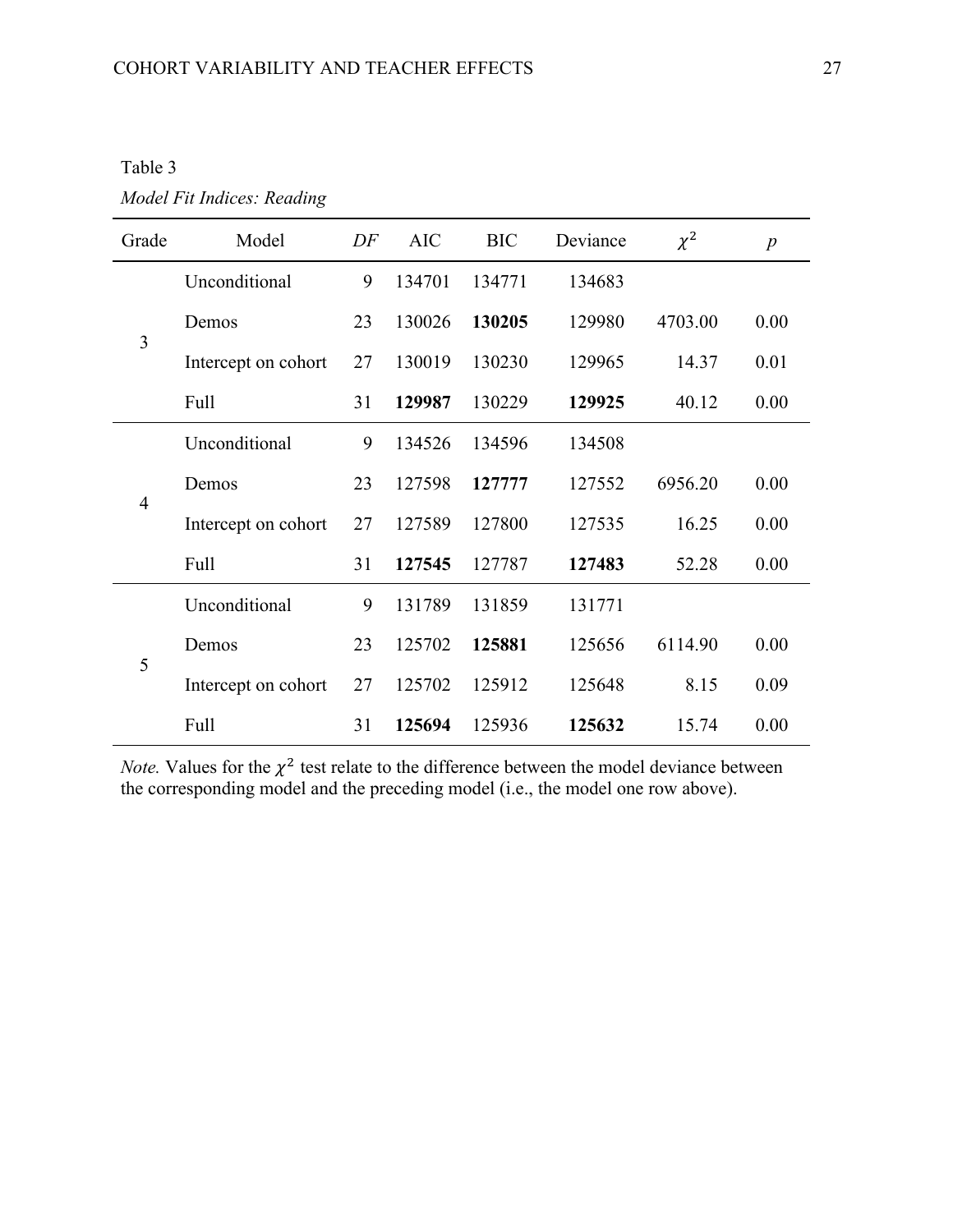Table 3

*Model Fit Indices: Reading*

| Grade | Model | *DF* | AIC | BIC | Deviance | $\chi^2$ | *p* |
|---|---|---|---|---|---|---|---|
| 3 | Unconditional | 9 | 134701 | 134771 | 134683 | | |
| | Demos | 23 | 130026 | **130205** | 129980 | 4703.00 | 0.00 |
| | Intercept on cohort | 27 | 130019 | 130230 | 129965 | 14.37 | 0.01 |
| | Full | 31 | **129987** | 130229 | **129925** | 40.12 | 0.00 |
| 4 | Unconditional | 9 | 134526 | 134596 | 134508 | | |
| | Demos | 23 | 127598 | **127777** | 127552 | 6956.20 | 0.00 |
| | Intercept on cohort | 27 | 127589 | 127800 | 127535 | 16.25 | 0.00 |
| | Full | 31 | **127545** | 127787 | **127483** | 52.28 | 0.00 |
| 5 | Unconditional | 9 | 131789 | 131859 | 131771 | | |
| | Demos | 23 | 125702 | **125881** | 125656 | 6114.90 | 0.00 |
| | Intercept on cohort | 27 | 125702 | 125912 | 125648 | 8.15 | 0.09 |
| | Full | 31 | **125694** | 125936 | **125632** | 15.74 | 0.00 |

*Note.* Values for the $\chi^2$ test relate to the difference between the model deviance between the corresponding model and the preceding model (i.e., the model one row above).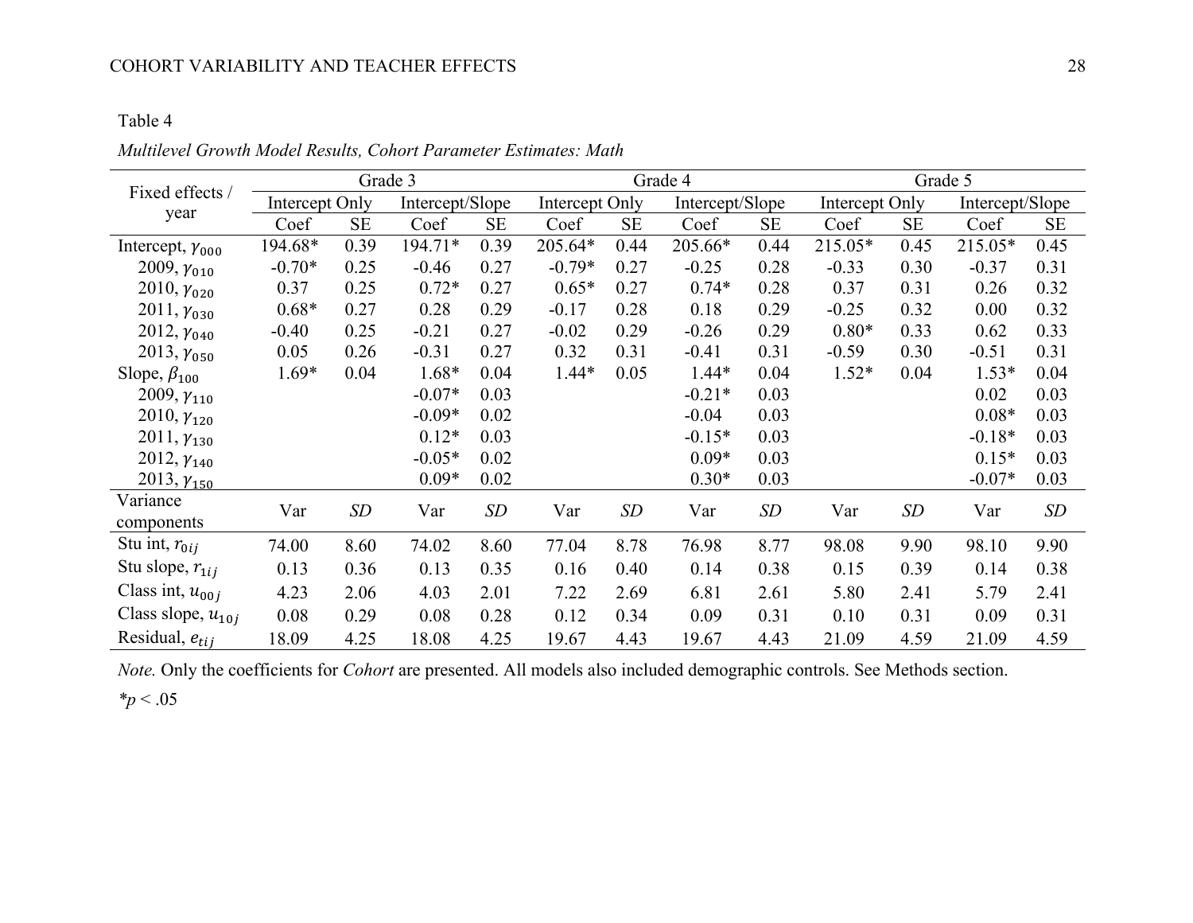Table 4

*Multilevel Growth Model Results, Cohort Parameter Estimates: Math*

| Fixed effects / year | Grade 3 | | | | Grade 4 | | | | Grade 5 | | | |
|---|---|---|---|---|---|---|---|---|---|---|---|---|
| | Intercept Only | | Intercept/Slope | | Intercept Only | | Intercept/Slope | | Intercept Only | | Intercept/Slope | |
| | Coef | SE | Coef | SE | Coef | SE | Coef | SE | Coef | SE | Coef | SE |
| Intercept, $\gamma_{000}$ | 194.68* | 0.39 | 194.71* | 0.39 | 205.64* | 0.44 | 205.66* | 0.44 | 215.05* | 0.45 | 215.05* | 0.45 |
| 2009, $\gamma_{010}$ | -0.70* | 0.25 | -0.46 | 0.27 | -0.79* | 0.27 | -0.25 | 0.28 | -0.33 | 0.30 | -0.37 | 0.31 |
| 2010, $\gamma_{020}$ | 0.37 | 0.25 | 0.72* | 0.27 | 0.65* | 0.27 | 0.74* | 0.28 | 0.37 | 0.31 | 0.26 | 0.32 |
| 2011, $\gamma_{030}$ | 0.68* | 0.27 | 0.28 | 0.29 | -0.17 | 0.28 | 0.18 | 0.29 | -0.25 | 0.32 | 0.00 | 0.32 |
| 2012, $\gamma_{040}$ | -0.40 | 0.25 | -0.21 | 0.27 | -0.02 | 0.29 | -0.26 | 0.29 | 0.80* | 0.33 | 0.62 | 0.33 |
| 2013, $\gamma_{050}$ | 0.05 | 0.26 | -0.31 | 0.27 | 0.32 | 0.31 | -0.41 | 0.31 | -0.59 | 0.30 | -0.51 | 0.31 |
| Slope, $\beta_{100}$ | 1.69* | 0.04 | 1.68* | 0.04 | 1.44* | 0.05 | 1.44* | 0.04 | 1.52* | 0.04 | 1.53* | 0.04 |
| 2009, $\gamma_{110}$ | | | -0.07* | 0.03 | | | -0.21* | 0.03 | | | 0.02 | 0.03 |
| 2010, $\gamma_{120}$ | | | -0.09* | 0.02 | | | -0.04 | 0.03 | | | 0.08* | 0.03 |
| 2011, $\gamma_{130}$ | | | 0.12* | 0.03 | | | -0.15* | 0.03 | | | -0.18* | 0.03 |
| 2012, $\gamma_{140}$ | | | -0.05* | 0.02 | | | 0.09* | 0.03 | | | 0.15* | 0.03 |
| 2013, $\gamma_{150}$ | | | 0.09* | 0.02 | | | 0.30* | 0.03 | | | -0.07* | 0.03 |
| Variance components | Var | *SD* | Var | *SD* | Var | *SD* | Var | *SD* | Var | *SD* | Var | *SD* |
| Stu int, $r_{0ij}$ | 74.00 | 8.60 | 74.02 | 8.60 | 77.04 | 8.78 | 76.98 | 8.77 | 98.08 | 9.90 | 98.10 | 9.90 |
| Stu slope, $r_{1ij}$ | 0.13 | 0.36 | 0.13 | 0.35 | 0.16 | 0.40 | 0.14 | 0.38 | 0.15 | 0.39 | 0.14 | 0.38 |
| Class int, $u_{00j}$ | 4.23 | 2.06 | 4.03 | 2.01 | 7.22 | 2.69 | 6.81 | 2.61 | 5.80 | 2.41 | 5.79 | 2.41 |
| Class slope, $u_{10j}$ | 0.08 | 0.29 | 0.08 | 0.28 | 0.12 | 0.34 | 0.09 | 0.31 | 0.10 | 0.31 | 0.09 | 0.31 |
| Residual, $e_{tij}$ | 18.09 | 4.25 | 18.08 | 4.25 | 19.67 | 4.43 | 19.67 | 4.43 | 21.09 | 4.59 | 21.09 | 4.59 |

*Note.* Only the coefficients for *Cohort* are presented. All models also included demographic controls. See Methods section.

$^{*}p < .05$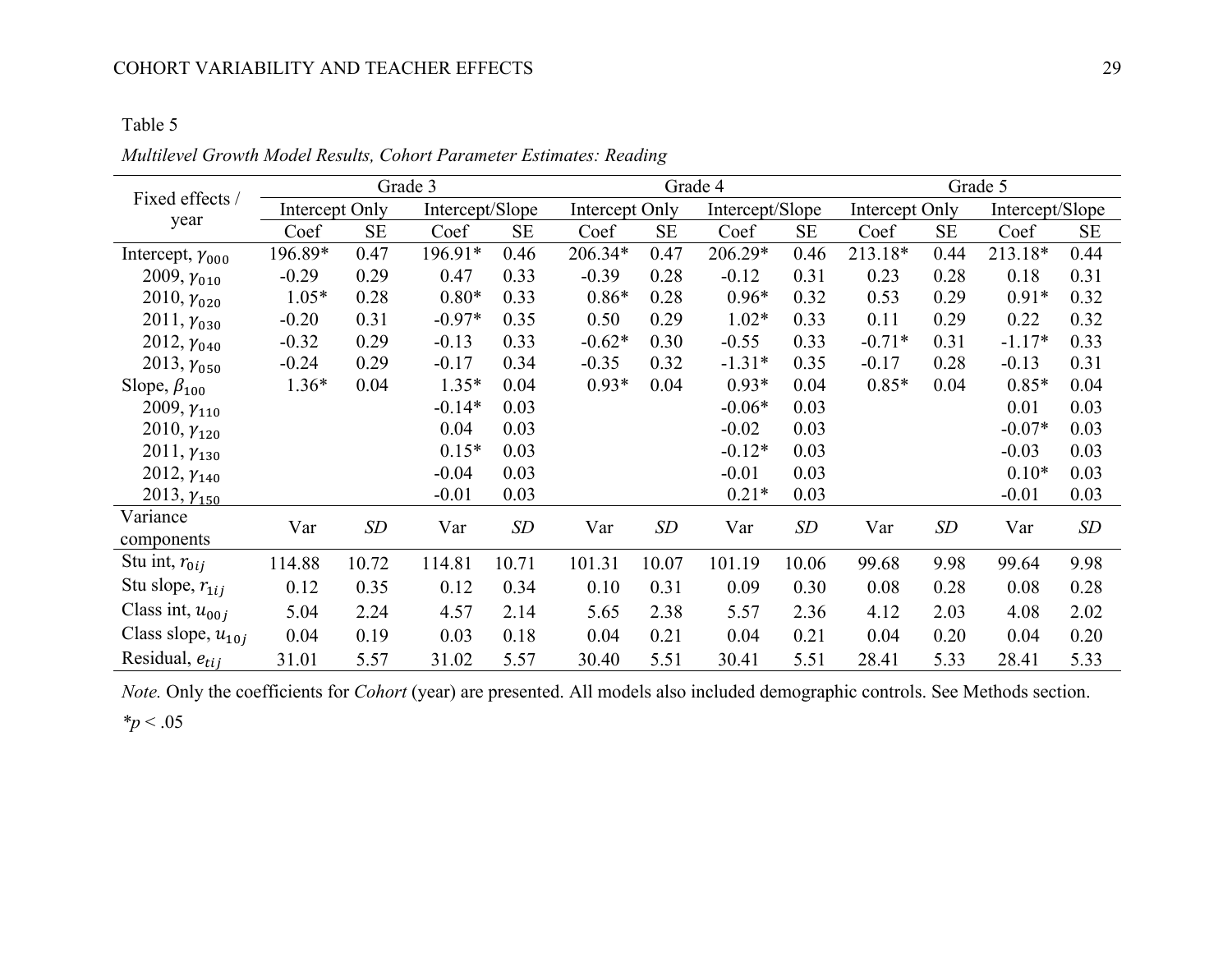Table 5

*Multilevel Growth Model Results, Cohort Parameter Estimates: Reading*

| Fixed effects / year | Grade 3 | | | | Grade 4 | | | | Grade 5 | | | |
|---|---|---|---|---|---|---|---|---|---|---|---|---|
| | Intercept Only | | Intercept/Slope | | Intercept Only | | Intercept/Slope | | Intercept Only | | Intercept/Slope | |
| | Coef | SE | Coef | SE | Coef | SE | Coef | SE | Coef | SE | Coef | SE |
| Intercept, $\gamma_{000}$ | 196.89* | 0.47 | 196.91* | 0.46 | 206.34* | 0.47 | 206.29* | 0.46 | 213.18* | 0.44 | 213.18* | 0.44 |
| 2009, $\gamma_{010}$ | -0.29 | 0.29 | 0.47 | 0.33 | -0.39 | 0.28 | -0.12 | 0.31 | 0.23 | 0.28 | 0.18 | 0.31 |
| 2010, $\gamma_{020}$ | 1.05* | 0.28 | 0.80* | 0.33 | 0.86* | 0.28 | 0.96* | 0.32 | 0.53 | 0.29 | 0.91* | 0.32 |
| 2011, $\gamma_{030}$ | -0.20 | 0.31 | -0.97* | 0.35 | 0.50 | 0.29 | 1.02* | 0.33 | 0.11 | 0.29 | 0.22 | 0.32 |
| 2012, $\gamma_{040}$ | -0.32 | 0.29 | -0.13 | 0.33 | -0.62* | 0.30 | -0.55 | 0.33 | -0.71* | 0.31 | -1.17* | 0.33 |
| 2013, $\gamma_{050}$ | -0.24 | 0.29 | -0.17 | 0.34 | -0.35 | 0.32 | -1.31* | 0.35 | -0.17 | 0.28 | -0.13 | 0.31 |
| Slope, $\beta_{100}$ | 1.36* | 0.04 | 1.35* | 0.04 | 0.93* | 0.04 | 0.93* | 0.04 | 0.85* | 0.04 | 0.85* | 0.04 |
| 2009, $\gamma_{110}$ | | | -0.14* | 0.03 | | | -0.06* | 0.03 | | | 0.01 | 0.03 |
| 2010, $\gamma_{120}$ | | | 0.04 | 0.03 | | | -0.02 | 0.03 | | | -0.07* | 0.03 |
| 2011, $\gamma_{130}$ | | | 0.15* | 0.03 | | | -0.12* | 0.03 | | | -0.03 | 0.03 |
| 2012, $\gamma_{140}$ | | | -0.04 | 0.03 | | | -0.01 | 0.03 | | | 0.10* | 0.03 |
| 2013, $\gamma_{150}$ | | | -0.01 | 0.03 | | | 0.21* | 0.03 | | | -0.01 | 0.03 |
| Variance components | Var | *SD* | Var | *SD* | Var | *SD* | Var | *SD* | Var | *SD* | Var | *SD* |
| Stu int, $r_{0ij}$ | 114.88 | 10.72 | 114.81 | 10.71 | 101.31 | 10.07 | 101.19 | 10.06 | 99.68 | 9.98 | 99.64 | 9.98 |
| Stu slope, $r_{1ij}$ | 0.12 | 0.35 | 0.12 | 0.34 | 0.10 | 0.31 | 0.09 | 0.30 | 0.08 | 0.28 | 0.08 | 0.28 |
| Class int, $u_{00j}$ | 5.04 | 2.24 | 4.57 | 2.14 | 5.65 | 2.38 | 5.57 | 2.36 | 4.12 | 2.03 | 4.08 | 2.02 |
| Class slope, $u_{10j}$ | 0.04 | 0.19 | 0.03 | 0.18 | 0.04 | 0.21 | 0.04 | 0.21 | 0.04 | 0.20 | 0.04 | 0.20 |
| Residual, $e_{tij}$ | 31.01 | 5.57 | 31.02 | 5.57 | 30.40 | 5.51 | 30.41 | 5.51 | 28.41 | 5.33 | 28.41 | 5.33 |

*Note.* Only the coefficients for *Cohort* (year) are presented. All models also included demographic controls. See Methods section.

$^*p < .05$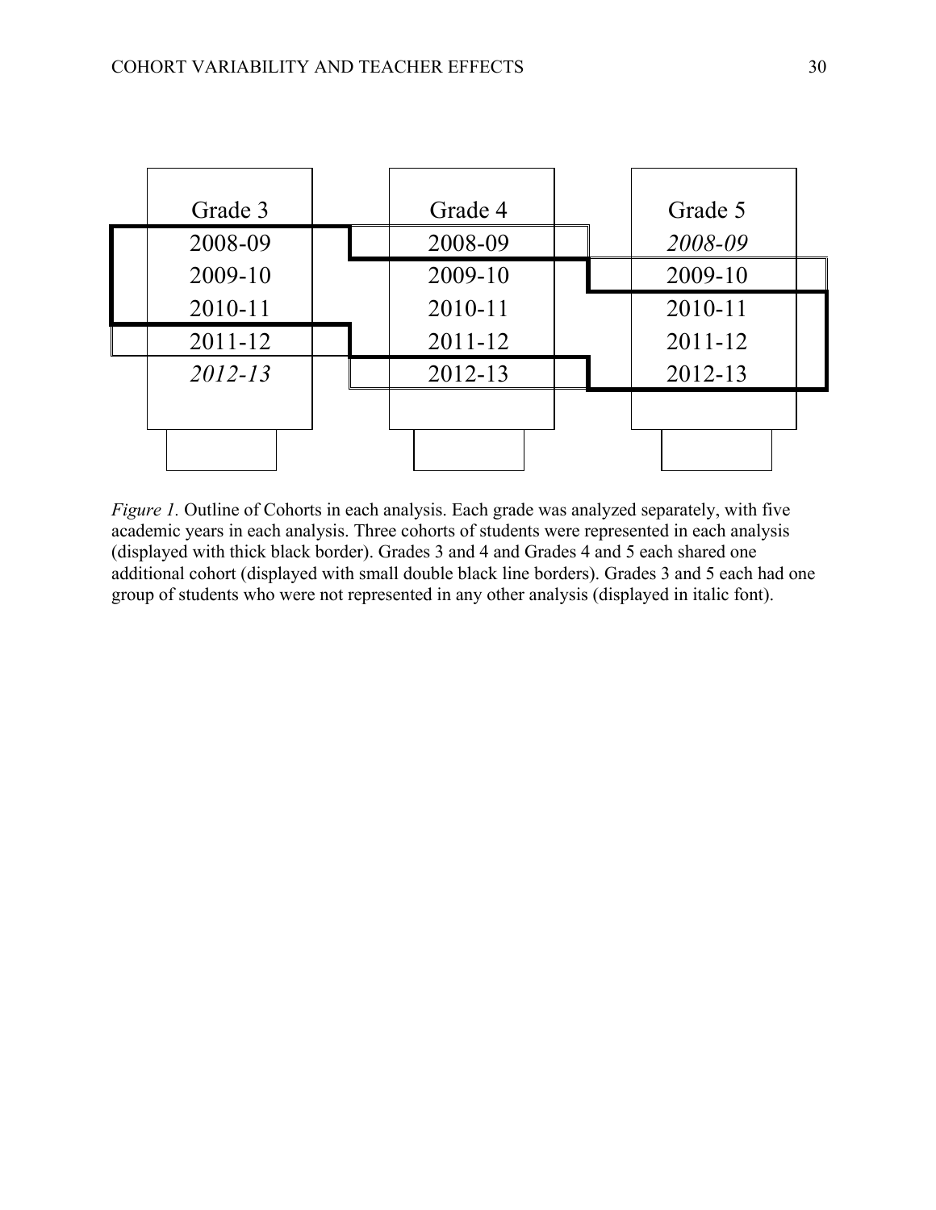Grade 3

2008-09

2009-10

2010-11

2011-12

*2012-13*

Grade 4

2008-09

2009-10

2010-11

2011-12

2012-13

Grade 5

*2008-09*

2009-10

2010-11

2011-12

2012-13

*Figure 1.* Outline of Cohorts in each analysis. Each grade was analyzed separately, with five academic years in each analysis. Three cohorts of students were represented in each analysis (displayed with thick black border). Grades 3 and 4 and Grades 4 and 5 each shared one additional cohort (displayed with small double black line borders). Grades 3 and 5 each had one group of students who were not represented in any other analysis (displayed in italic font).